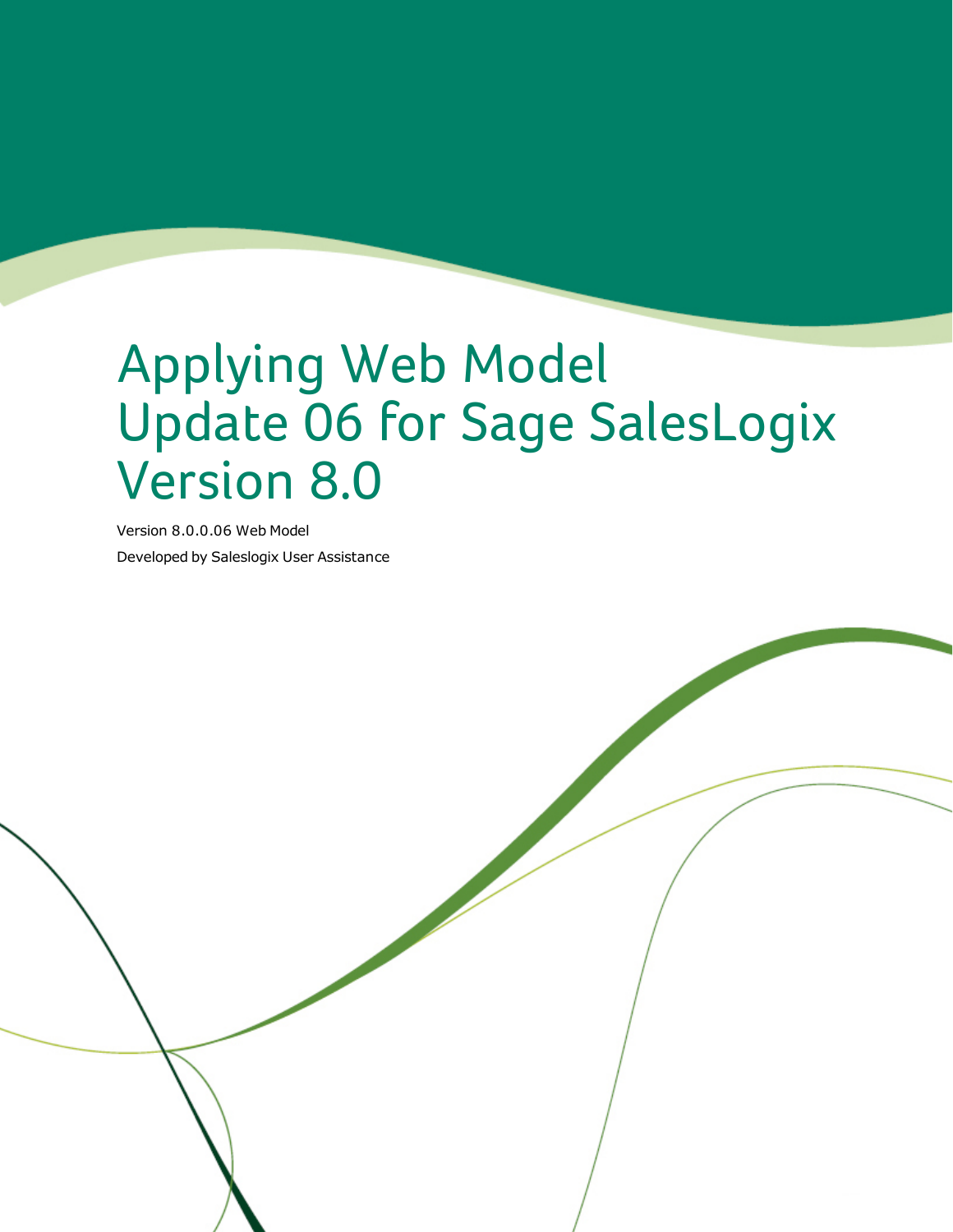# Applying Web Model Update 06 for Sage SalesLogix Version 8.0

Version 8.0.0.06 Web Model

Developed by Saleslogix User Assistance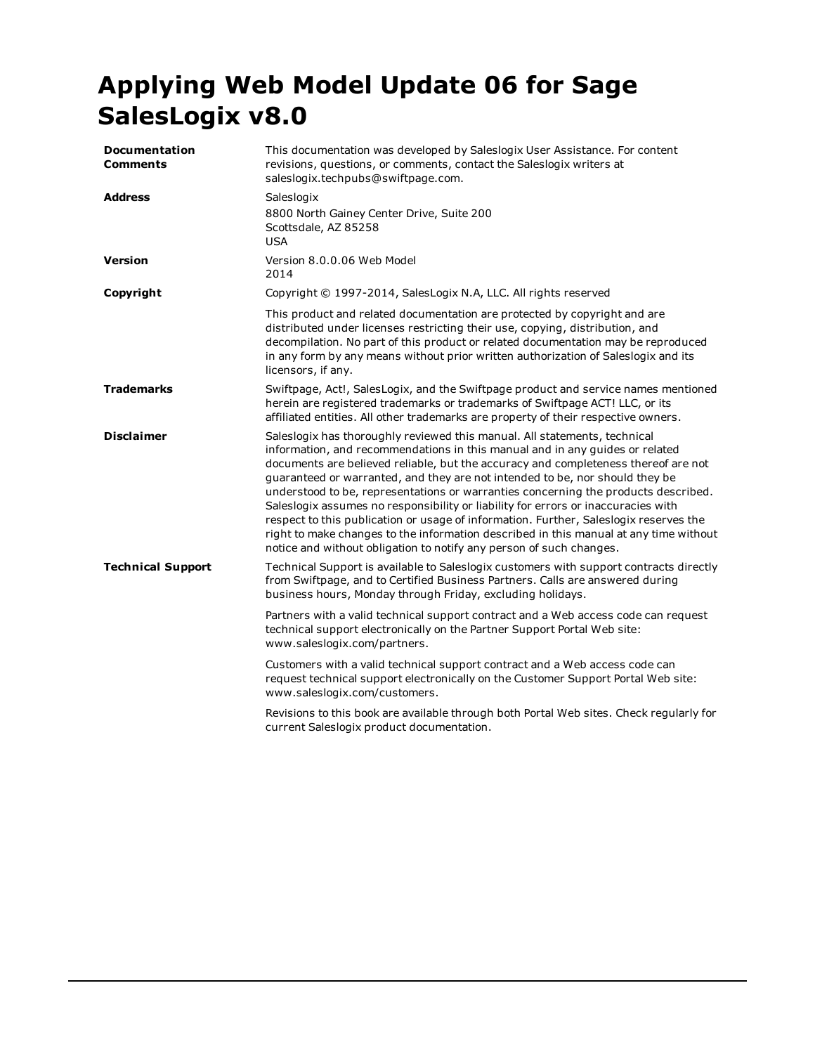# Applying Web Model Update 06 for Sage SalesLogix v8.0

| | |
|---|---|
| **Documentation Comments** | This documentation was developed by Saleslogix User Assistance. For content revisions, questions, or comments, contact the Saleslogix writers at saleslogix.techpubs@swiftpage.com. |
| **Address** | Saleslogix<br>8800 North Gainey Center Drive, Suite 200<br>Scottsdale, AZ 85258<br>USA |
| **Version** | Version 8.0.0.06 Web Model<br>2014 |
| **Copyright** | Copyright © 1997-2014, SalesLogix N.A, LLC. All rights reserved<br><br>This product and related documentation are protected by copyright and are distributed under licenses restricting their use, copying, distribution, and decompilation. No part of this product or related documentation may be reproduced in any form by any means without prior written authorization of Saleslogix and its licensors, if any. |
| **Trademarks** | Swiftpage, Act!, SalesLogix, and the Swiftpage product and service names mentioned herein are registered trademarks or trademarks of Swiftpage ACT! LLC, or its affiliated entities. All other trademarks are property of their respective owners. |
| **Disclaimer** | Saleslogix has thoroughly reviewed this manual. All statements, technical information, and recommendations in this manual and in any guides or related documents are believed reliable, but the accuracy and completeness thereof are not guaranteed or warranted, and they are not intended to be, nor should they be understood to be, representations or warranties concerning the products described. Saleslogix assumes no responsibility or liability for errors or inaccuracies with respect to this publication or usage of information. Further, Saleslogix reserves the right to make changes to the information described in this manual at any time without notice and without obligation to notify any person of such changes. |
| **Technical Support** | Technical Support is available to Saleslogix customers with support contracts directly from Swiftpage, and to Certified Business Partners. Calls are answered during business hours, Monday through Friday, excluding holidays.<br><br>Partners with a valid technical support contract and a Web access code can request technical support electronically on the Partner Support Portal Web site: www.saleslogix.com/partners.<br><br>Customers with a valid technical support contract and a Web access code can request technical support electronically on the Customer Support Portal Web site: www.saleslogix.com/customers.<br><br>Revisions to this book are available through both Portal Web sites. Check regularly for current Saleslogix product documentation. |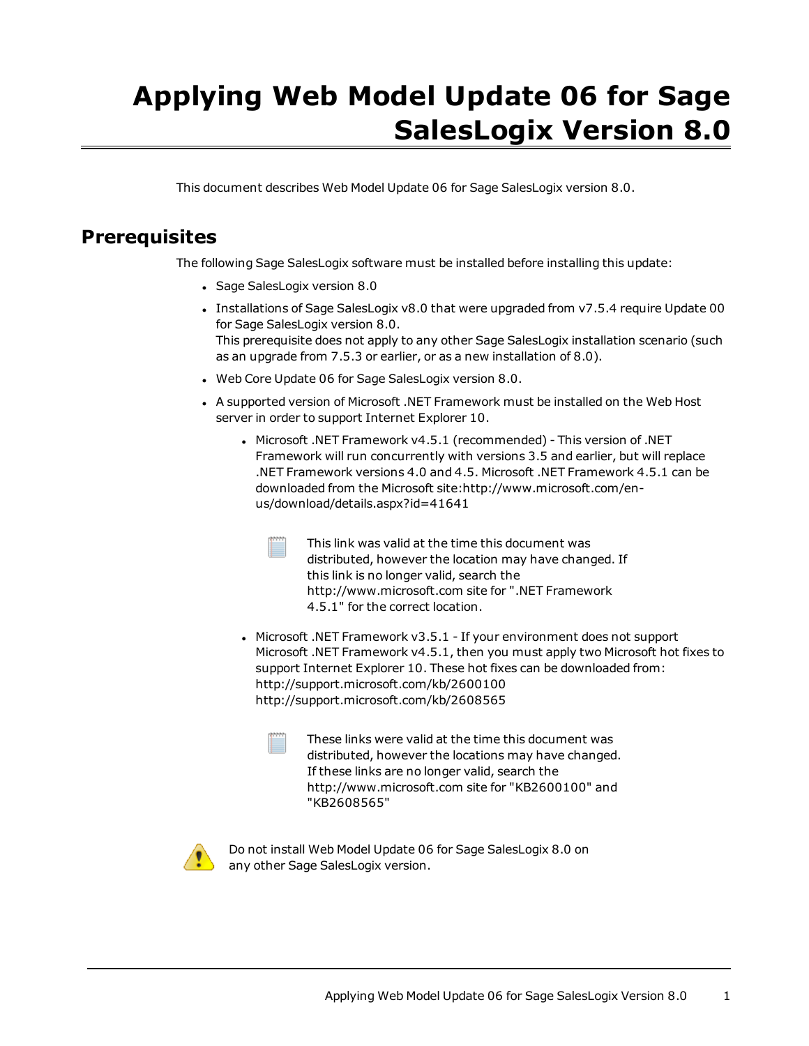# Applying Web Model Update 06 for Sage SalesLogix Version 8.0

This document describes Web Model Update 06 for Sage SalesLogix version 8.0.

## Prerequisites

The following Sage SalesLogix software must be installed before installing this update:

- Sage SalesLogix version 8.0
- Installations of Sage SalesLogix v8.0 that were upgraded from v7.5.4 require Update 00 for Sage SalesLogix version 8.0.
  This prerequisite does not apply to any other Sage SalesLogix installation scenario (such as an upgrade from 7.5.3 or earlier, or as a new installation of 8.0).
- Web Core Update 06 for Sage SalesLogix version 8.0.
- A supported version of Microsoft .NET Framework must be installed on the Web Host server in order to support Internet Explorer 10.
  - Microsoft .NET Framework v4.5.1 (recommended) - This version of .NET Framework will run concurrently with versions 3.5 and earlier, but will replace .NET Framework versions 4.0 and 4.5. Microsoft .NET Framework 4.5.1 can be downloaded from the Microsoft site:http://www.microsoft.com/en-us/download/details.aspx?id=41641

    This link was valid at the time this document was distributed, however the location may have changed. If this link is no longer valid, search the http://www.microsoft.com site for ".NET Framework 4.5.1" for the correct location.

  - Microsoft .NET Framework v3.5.1 - If your environment does not support Microsoft .NET Framework v4.5.1, then you must apply two Microsoft hot fixes to support Internet Explorer 10. These hot fixes can be downloaded from:
    http://support.microsoft.com/kb/2600100
    http://support.microsoft.com/kb/2608565

    These links were valid at the time this document was distributed, however the locations may have changed. If these links are no longer valid, search the http://www.microsoft.com site for "KB2600100" and "KB2608565"

Do not install Web Model Update 06 for Sage SalesLogix 8.0 on any other Sage SalesLogix version.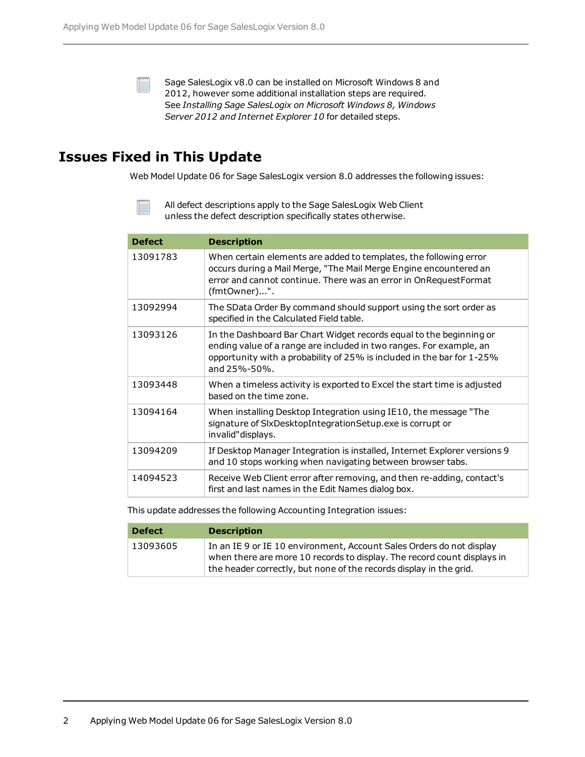Sage SalesLogix v8.0 can be installed on Microsoft Windows 8 and 2012, however some additional installation steps are required. See *Installing Sage SalesLogix on Microsoft Windows 8, Windows Server 2012 and Internet Explorer 10* for detailed steps.

## Issues Fixed in This Update

Web Model Update 06 for Sage SalesLogix version 8.0 addresses the following issues:

All defect descriptions apply to the Sage SalesLogix Web Client unless the defect description specifically states otherwise.

| Defect | Description |
| --- | --- |
| 13091783 | When certain elements are added to templates, the following error occurs during a Mail Merge, "The Mail Merge Engine encountered an error and cannot continue. There was an error in OnRequestFormat (fmtOwner)...". |
| 13092994 | The SData Order By command should support using the sort order as specified in the Calculated Field table. |
| 13093126 | In the Dashboard Bar Chart Widget records equal to the beginning or ending value of a range are included in two ranges. For example, an opportunity with a probability of 25% is included in the bar for 1-25% and 25%-50%. |
| 13093448 | When a timeless activity is exported to Excel the start time is adjusted based on the time zone. |
| 13094164 | When installing Desktop Integration using IE10, the message "The signature of SlxDesktopIntegrationSetup.exe is corrupt or invalid"displays. |
| 13094209 | If Desktop Manager Integration is installed, Internet Explorer versions 9 and 10 stops working when navigating between browser tabs. |
| 14094523 | Receive Web Client error after removing, and then re-adding, contact's first and last names in the Edit Names dialog box. |

This update addresses the following Accounting Integration issues:

| Defect | Description |
| --- | --- |
| 13093605 | In an IE 9 or IE 10 environment, Account Sales Orders do not display when there are more 10 records to display. The record count displays in the header correctly, but none of the records display in the grid. |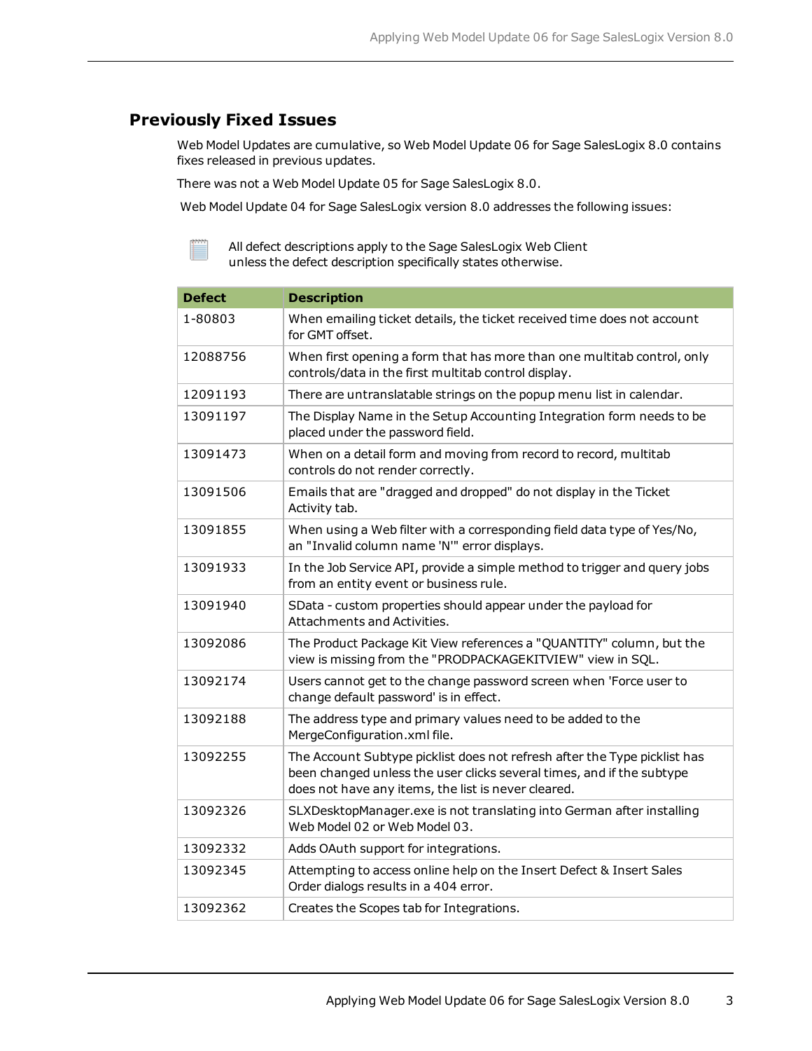## Previously Fixed Issues

Web Model Updates are cumulative, so Web Model Update 06 for Sage SalesLogix 8.0 contains fixes released in previous updates.

There was not a Web Model Update 05 for Sage SalesLogix 8.0.

Web Model Update 04 for Sage SalesLogix version 8.0 addresses the following issues:

All defect descriptions apply to the Sage SalesLogix Web Client unless the defect description specifically states otherwise.

| Defect | Description |
| --- | --- |
| 1-80803 | When emailing ticket details, the ticket received time does not account for GMT offset. |
| 12088756 | When first opening a form that has more than one multitab control, only controls/data in the first multitab control display. |
| 12091193 | There are untranslatable strings on the popup menu list in calendar. |
| 13091197 | The Display Name in the Setup Accounting Integration form needs to be placed under the password field. |
| 13091473 | When on a detail form and moving from record to record, multitab controls do not render correctly. |
| 13091506 | Emails that are "dragged and dropped" do not display in the Ticket Activity tab. |
| 13091855 | When using a Web filter with a corresponding field data type of Yes/No, an "Invalid column name 'N'" error displays. |
| 13091933 | In the Job Service API, provide a simple method to trigger and query jobs from an entity event or business rule. |
| 13091940 | SData - custom properties should appear under the payload for Attachments and Activities. |
| 13092086 | The Product Package Kit View references a "QUANTITY" column, but the view is missing from the "PRODPACKAGEKITVIEW" view in SQL. |
| 13092174 | Users cannot get to the change password screen when 'Force user to change default password' is in effect. |
| 13092188 | The address type and primary values need to be added to the MergeConfiguration.xml file. |
| 13092255 | The Account Subtype picklist does not refresh after the Type picklist has been changed unless the user clicks several times, and if the subtype does not have any items, the list is never cleared. |
| 13092326 | SLXDesktopManager.exe is not translating into German after installing Web Model 02 or Web Model 03. |
| 13092332 | Adds OAuth support for integrations. |
| 13092345 | Attempting to access online help on the Insert Defect & Insert Sales Order dialogs results in a 404 error. |
| 13092362 | Creates the Scopes tab for Integrations. |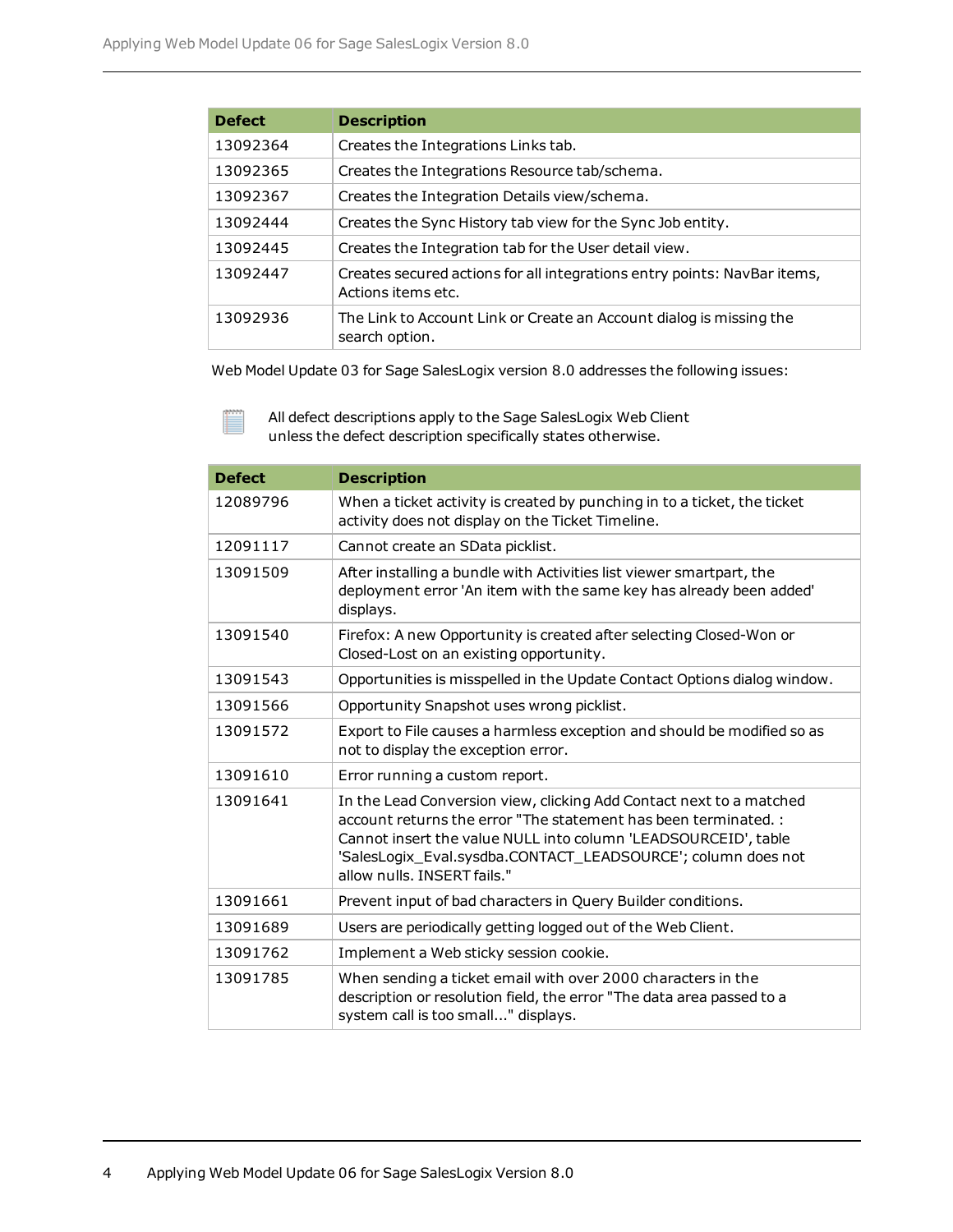| Defect | Description |
|---|---|
| 13092364 | Creates the Integrations Links tab. |
| 13092365 | Creates the Integrations Resource tab/schema. |
| 13092367 | Creates the Integration Details view/schema. |
| 13092444 | Creates the Sync History tab view for the Sync Job entity. |
| 13092445 | Creates the Integration tab for the User detail view. |
| 13092447 | Creates secured actions for all integrations entry points: NavBar items, Actions items etc. |
| 13092936 | The Link to Account Link or Create an Account dialog is missing the search option. |

Web Model Update 03 for Sage SalesLogix version 8.0 addresses the following issues:

All defect descriptions apply to the Sage SalesLogix Web Client unless the defect description specifically states otherwise.

| Defect | Description |
|---|---|
| 12089796 | When a ticket activity is created by punching in to a ticket, the ticket activity does not display on the Ticket Timeline. |
| 12091117 | Cannot create an SData picklist. |
| 13091509 | After installing a bundle with Activities list viewer smartpart, the deployment error 'An item with the same key has already been added' displays. |
| 13091540 | Firefox: A new Opportunity is created after selecting Closed-Won or Closed-Lost on an existing opportunity. |
| 13091543 | Opportunities is misspelled in the Update Contact Options dialog window. |
| 13091566 | Opportunity Snapshot uses wrong picklist. |
| 13091572 | Export to File causes a harmless exception and should be modified so as not to display the exception error. |
| 13091610 | Error running a custom report. |
| 13091641 | In the Lead Conversion view, clicking Add Contact next to a matched account returns the error "The statement has been terminated. : Cannot insert the value NULL into column 'LEADSOURCEID', table 'SalesLogix_Eval.sysdba.CONTACT_LEADSOURCE'; column does not allow nulls. INSERT fails." |
| 13091661 | Prevent input of bad characters in Query Builder conditions. |
| 13091689 | Users are periodically getting logged out of the Web Client. |
| 13091762 | Implement a Web sticky session cookie. |
| 13091785 | When sending a ticket email with over 2000 characters in the description or resolution field, the error "The data area passed to a system call is too small..." displays. |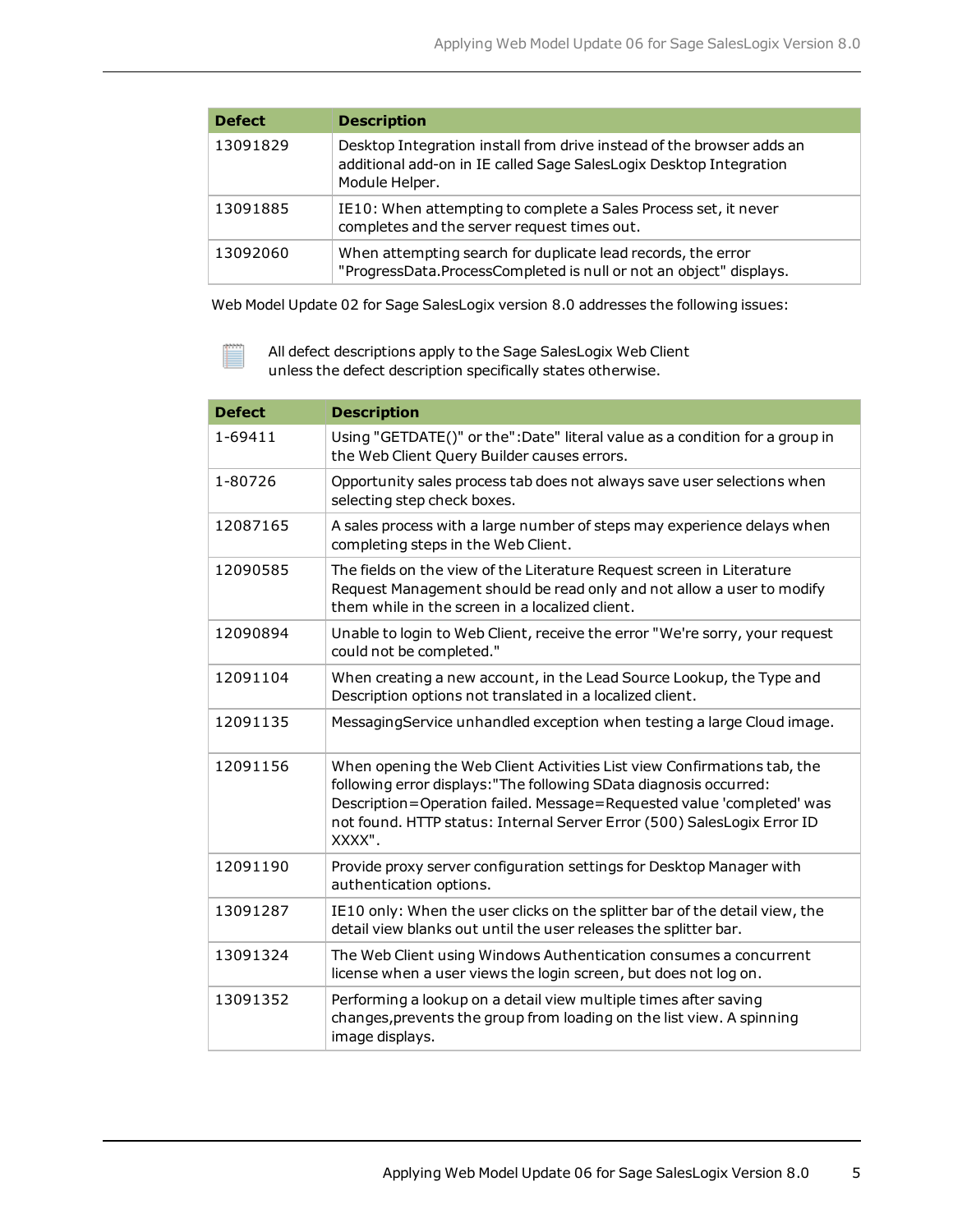| Defect | Description |
|---|---|
| 13091829 | Desktop Integration install from drive instead of the browser adds an additional add-on in IE called Sage SalesLogix Desktop Integration Module Helper. |
| 13091885 | IE10: When attempting to complete a Sales Process set, it never completes and the server request times out. |
| 13092060 | When attempting search for duplicate lead records, the error "ProgressData.ProcessCompleted is null or not an object" displays. |

Web Model Update 02 for Sage SalesLogix version 8.0 addresses the following issues:

All defect descriptions apply to the Sage SalesLogix Web Client unless the defect description specifically states otherwise.

| Defect | Description |
|---|---|
| 1-69411 | Using "GETDATE()" or the":Date" literal value as a condition for a group in the Web Client Query Builder causes errors. |
| 1-80726 | Opportunity sales process tab does not always save user selections when selecting step check boxes. |
| 12087165 | A sales process with a large number of steps may experience delays when completing steps in the Web Client. |
| 12090585 | The fields on the view of the Literature Request screen in Literature Request Management should be read only and not allow a user to modify them while in the screen in a localized client. |
| 12090894 | Unable to login to Web Client, receive the error "We're sorry, your request could not be completed." |
| 12091104 | When creating a new account, in the Lead Source Lookup, the Type and Description options not translated in a localized client. |
| 12091135 | MessagingService unhandled exception when testing a large Cloud image. |
| 12091156 | When opening the Web Client Activities List view Confirmations tab, the following error displays:"The following SData diagnosis occurred: Description=Operation failed. Message=Requested value 'completed' was not found. HTTP status: Internal Server Error (500) SalesLogix Error ID XXXX". |
| 12091190 | Provide proxy server configuration settings for Desktop Manager with authentication options. |
| 13091287 | IE10 only: When the user clicks on the splitter bar of the detail view, the detail view blanks out until the user releases the splitter bar. |
| 13091324 | The Web Client using Windows Authentication consumes a concurrent license when a user views the login screen, but does not log on. |
| 13091352 | Performing a lookup on a detail view multiple times after saving changes,prevents the group from loading on the list view. A spinning image displays. |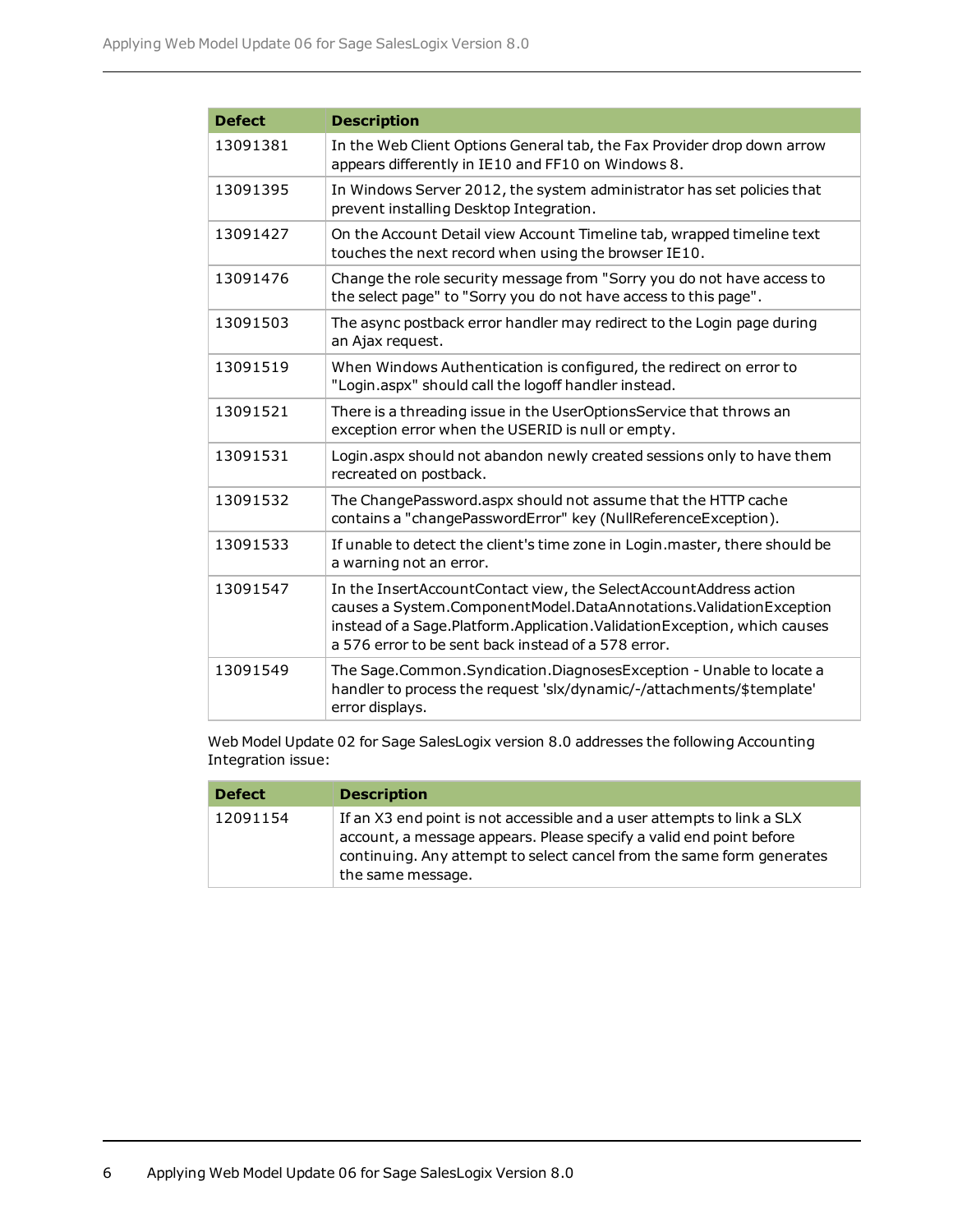| Defect | Description |
| --- | --- |
| 13091381 | In the Web Client Options General tab, the Fax Provider drop down arrow appears differently in IE10 and FF10 on Windows 8. |
| 13091395 | In Windows Server 2012, the system administrator has set policies that prevent installing Desktop Integration. |
| 13091427 | On the Account Detail view Account Timeline tab, wrapped timeline text touches the next record when using the browser IE10. |
| 13091476 | Change the role security message from "Sorry you do not have access to the select page" to "Sorry you do not have access to this page". |
| 13091503 | The async postback error handler may redirect to the Login page during an Ajax request. |
| 13091519 | When Windows Authentication is configured, the redirect on error to "Login.aspx" should call the logoff handler instead. |
| 13091521 | There is a threading issue in the UserOptionsService that throws an exception error when the USERID is null or empty. |
| 13091531 | Login.aspx should not abandon newly created sessions only to have them recreated on postback. |
| 13091532 | The ChangePassword.aspx should not assume that the HTTP cache contains a "changePasswordError" key (NullReferenceException). |
| 13091533 | If unable to detect the client's time zone in Login.master, there should be a warning not an error. |
| 13091547 | In the InsertAccountContact view, the SelectAccountAddress action causes a System.ComponentModel.DataAnnotations.ValidationException instead of a Sage.Platform.Application.ValidationException, which causes a 576 error to be sent back instead of a 578 error. |
| 13091549 | The Sage.Common.Syndication.DiagnosesException - Unable to locate a handler to process the request 'slx/dynamic/-/attachments/$template' error displays. |

Web Model Update 02 for Sage SalesLogix version 8.0 addresses the following Accounting Integration issue:

| Defect | Description |
| --- | --- |
| 12091154 | If an X3 end point is not accessible and a user attempts to link a SLX account, a message appears. Please specify a valid end point before continuing. Any attempt to select cancel from the same form generates the same message. |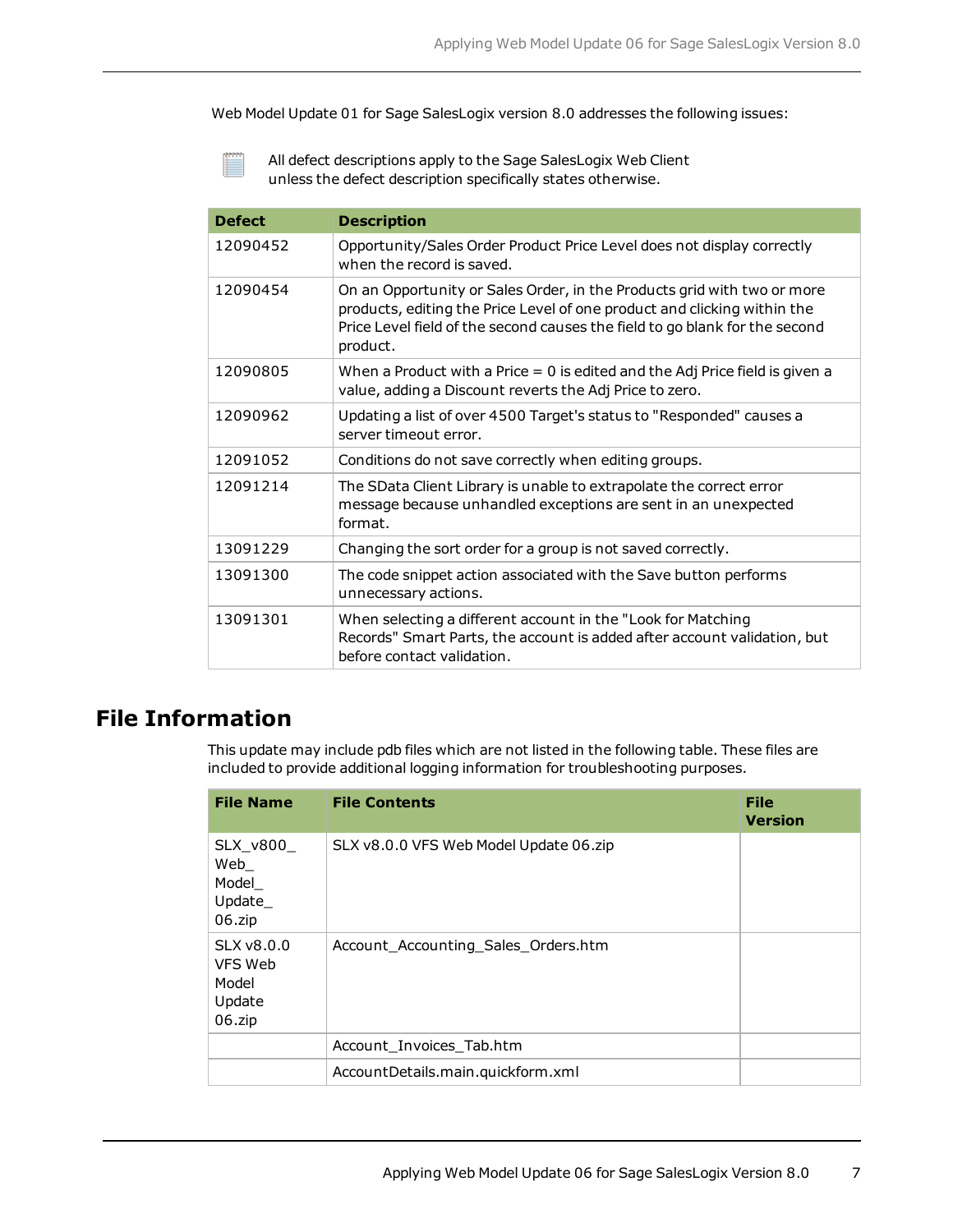Web Model Update 01 for Sage SalesLogix version 8.0 addresses the following issues:

All defect descriptions apply to the Sage SalesLogix Web Client unless the defect description specifically states otherwise.

| Defect | Description |
|---|---|
| 12090452 | Opportunity/Sales Order Product Price Level does not display correctly when the record is saved. |
| 12090454 | On an Opportunity or Sales Order, in the Products grid with two or more products, editing the Price Level of one product and clicking within the Price Level field of the second causes the field to go blank for the second product. |
| 12090805 | When a Product with a Price = 0 is edited and the Adj Price field is given a value, adding a Discount reverts the Adj Price to zero. |
| 12090962 | Updating a list of over 4500 Target's status to "Responded" causes a server timeout error. |
| 12091052 | Conditions do not save correctly when editing groups. |
| 12091214 | The SData Client Library is unable to extrapolate the correct error message because unhandled exceptions are sent in an unexpected format. |
| 13091229 | Changing the sort order for a group is not saved correctly. |
| 13091300 | The code snippet action associated with the Save button performs unnecessary actions. |
| 13091301 | When selecting a different account in the "Look for Matching Records" Smart Parts, the account is added after account validation, but before contact validation. |

# File Information

This update may include pdb files which are not listed in the following table. These files are included to provide additional logging information for troubleshooting purposes.

| File Name | File Contents | File Version |
|---|---|---|
| SLX_v800_Web_Model_Update_06.zip | SLX v8.0.0 VFS Web Model Update 06.zip | |
| SLX v8.0.0 VFS Web Model Update 06.zip | Account_Accounting_Sales_Orders.htm | |
| | Account_Invoices_Tab.htm | |
| | AccountDetails.main.quickform.xml | |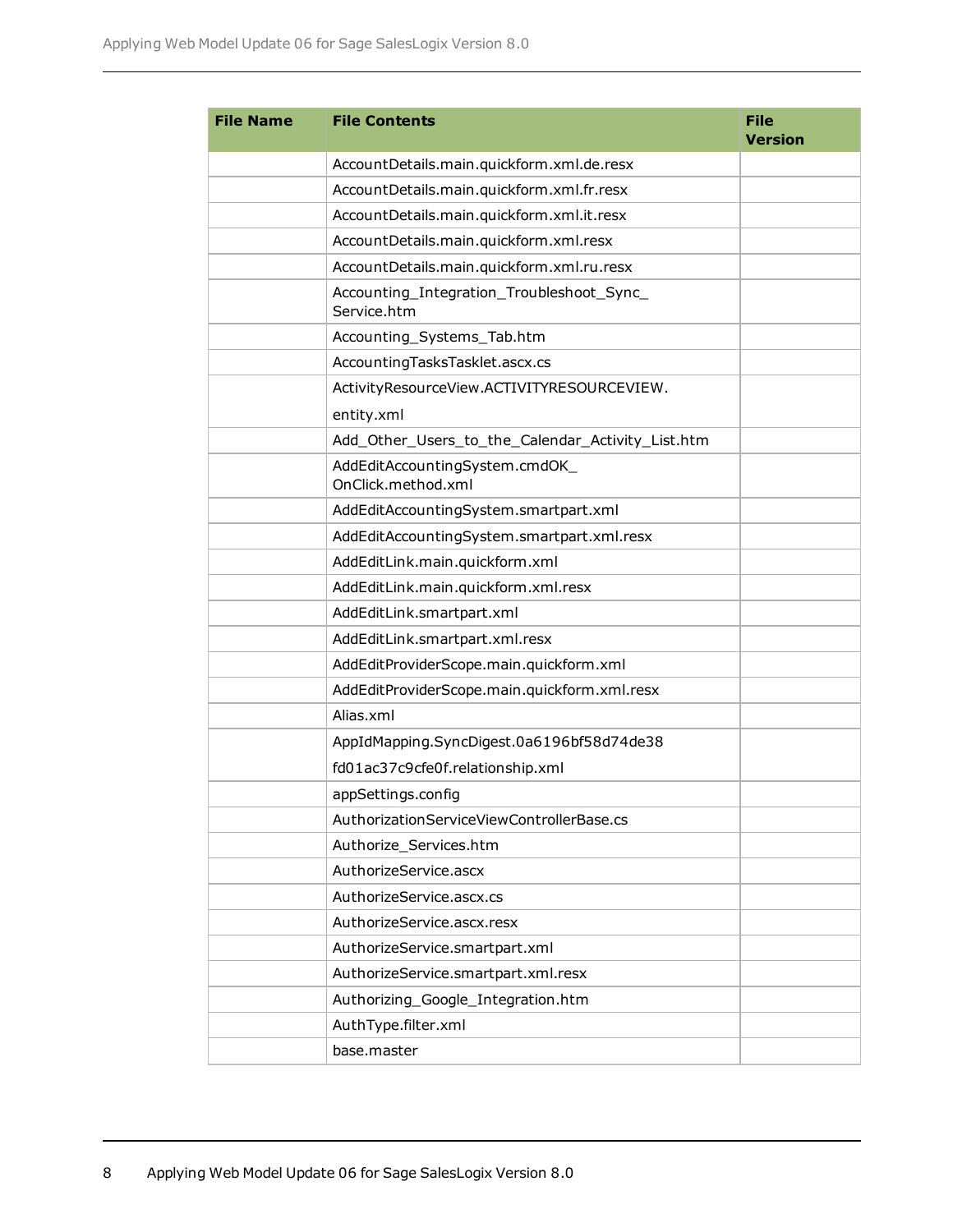| File Name | File Contents | File Version |
|---|---|---|
| | AccountDetails.main.quickform.xml.de.resx | |
| | AccountDetails.main.quickform.xml.fr.resx | |
| | AccountDetails.main.quickform.xml.it.resx | |
| | AccountDetails.main.quickform.xml.resx | |
| | AccountDetails.main.quickform.xml.ru.resx | |
| | Accounting_Integration_Troubleshoot_Sync_Service.htm | |
| | Accounting_Systems_Tab.htm | |
| | AccountingTasksTasklet.ascx.cs | |
| | ActivityResourceView.ACTIVITYRESOURCEVIEW.entity.xml | |
| | Add_Other_Users_to_the_Calendar_Activity_List.htm | |
| | AddEditAccountingSystem.cmdOK_OnClick.method.xml | |
| | AddEditAccountingSystem.smartpart.xml | |
| | AddEditAccountingSystem.smartpart.xml.resx | |
| | AddEditLink.main.quickform.xml | |
| | AddEditLink.main.quickform.xml.resx | |
| | AddEditLink.smartpart.xml | |
| | AddEditLink.smartpart.xml.resx | |
| | AddEditProviderScope.main.quickform.xml | |
| | AddEditProviderScope.main.quickform.xml.resx | |
| | Alias.xml | |
| | AppIdMapping.SyncDigest.0a6196bf58d74de38fd01ac37c9cfe0f.relationship.xml | |
| | appSettings.config | |
| | AuthorizationServiceViewControllerBase.cs | |
| | Authorize_Services.htm | |
| | AuthorizeService.ascx | |
| | AuthorizeService.ascx.cs | |
| | AuthorizeService.ascx.resx | |
| | AuthorizeService.smartpart.xml | |
| | AuthorizeService.smartpart.xml.resx | |
| | Authorizing_Google_Integration.htm | |
| | AuthType.filter.xml | |
| | base.master | |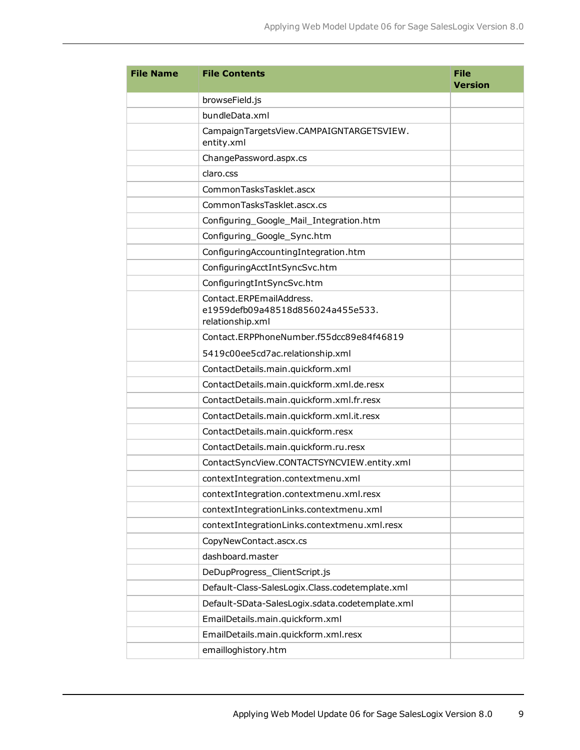| File Name | File Contents | File Version |
| --- | --- | --- |
| | browseField.js | |
| | bundleData.xml | |
| | CampaignTargetsView.CAMPAIGNTARGETSVIEW.entity.xml | |
| | ChangePassword.aspx.cs | |
| | claro.css | |
| | CommonTasksTasklet.ascx | |
| | CommonTasksTasklet.ascx.cs | |
| | Configuring_Google_Mail_Integration.htm | |
| | Configuring_Google_Sync.htm | |
| | ConfiguringAccountingIntegration.htm | |
| | ConfiguringAcctIntSyncSvc.htm | |
| | ConfiguringtIntSyncSvc.htm | |
| | Contact.ERPEmailAddress.e1959defb09a48518d856024a455e533.relationship.xml | |
| | Contact.ERPPhoneNumber.f55dcc89e84f46819 5419c00ee5cd7ac.relationship.xml | |
| | ContactDetails.main.quickform.xml | |
| | ContactDetails.main.quickform.xml.de.resx | |
| | ContactDetails.main.quickform.xml.fr.resx | |
| | ContactDetails.main.quickform.xml.it.resx | |
| | ContactDetails.main.quickform.resx | |
| | ContactDetails.main.quickform.ru.resx | |
| | ContactSyncView.CONTACTSYNCVIEW.entity.xml | |
| | contextIntegration.contextmenu.xml | |
| | contextIntegration.contextmenu.xml.resx | |
| | contextIntegrationLinks.contextmenu.xml | |
| | contextIntegrationLinks.contextmenu.xml.resx | |
| | CopyNewContact.ascx.cs | |
| | dashboard.master | |
| | DeDupProgress_ClientScript.js | |
| | Default-Class-SalesLogix.Class.codetemplate.xml | |
| | Default-SData-SalesLogix.sdata.codetemplate.xml | |
| | EmailDetails.main.quickform.xml | |
| | EmailDetails.main.quickform.xml.resx | |
| | emailloghistory.htm | |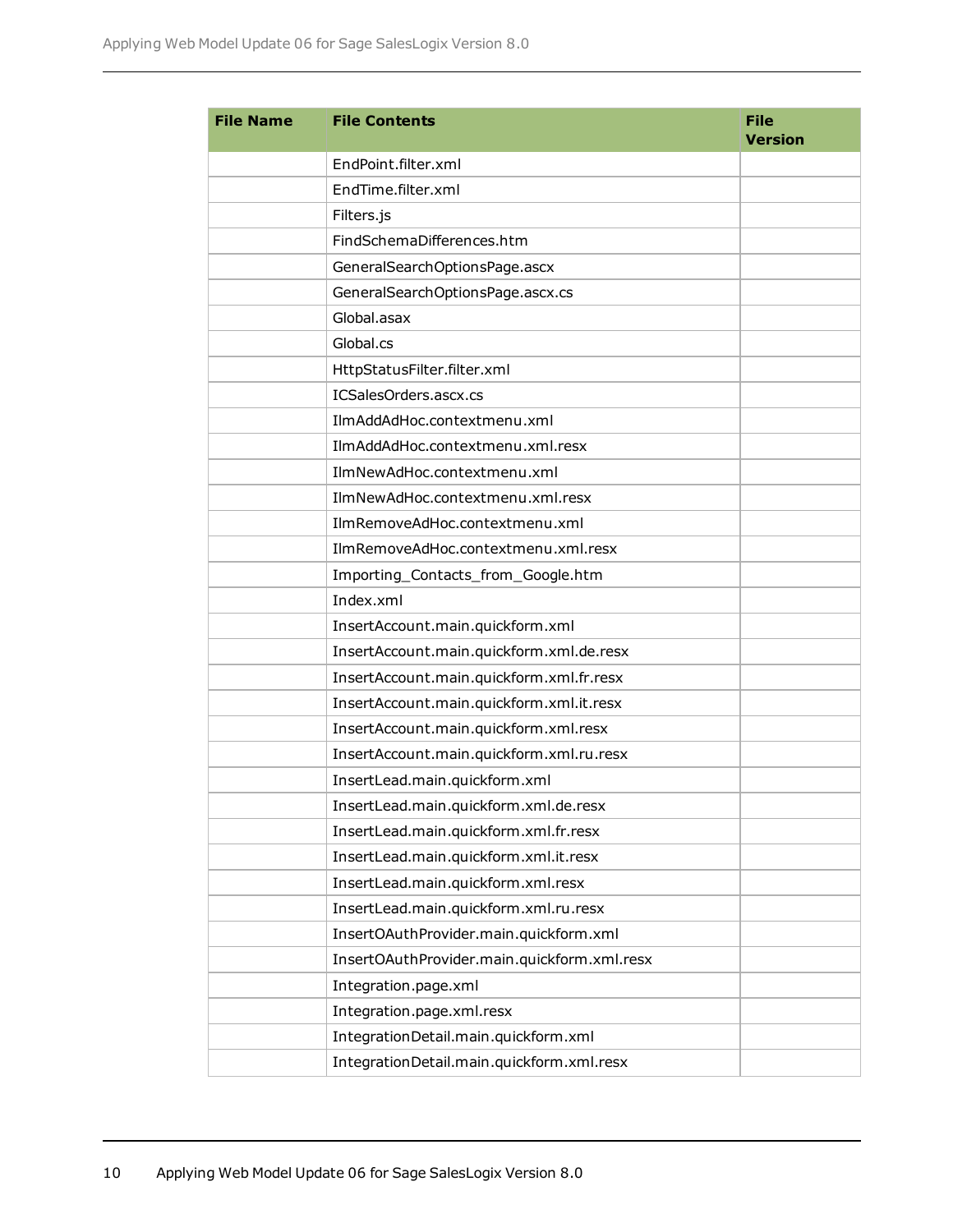| File Name | File Contents | File Version |
| --- | --- | --- |
| | EndPoint.filter.xml | |
| | EndTime.filter.xml | |
| | Filters.js | |
| | FindSchemaDifferences.htm | |
| | GeneralSearchOptionsPage.ascx | |
| | GeneralSearchOptionsPage.ascx.cs | |
| | Global.asax | |
| | Global.cs | |
| | HttpStatusFilter.filter.xml | |
| | ICSalesOrders.ascx.cs | |
| | IlmAddAdHoc.contextmenu.xml | |
| | IlmAddAdHoc.contextmenu.xml.resx | |
| | IlmNewAdHoc.contextmenu.xml | |
| | IlmNewAdHoc.contextmenu.xml.resx | |
| | IlmRemoveAdHoc.contextmenu.xml | |
| | IlmRemoveAdHoc.contextmenu.xml.resx | |
| | Importing_Contacts_from_Google.htm | |
| | Index.xml | |
| | InsertAccount.main.quickform.xml | |
| | InsertAccount.main.quickform.xml.de.resx | |
| | InsertAccount.main.quickform.xml.fr.resx | |
| | InsertAccount.main.quickform.xml.it.resx | |
| | InsertAccount.main.quickform.xml.resx | |
| | InsertAccount.main.quickform.xml.ru.resx | |
| | InsertLead.main.quickform.xml | |
| | InsertLead.main.quickform.xml.de.resx | |
| | InsertLead.main.quickform.xml.fr.resx | |
| | InsertLead.main.quickform.xml.it.resx | |
| | InsertLead.main.quickform.xml.resx | |
| | InsertLead.main.quickform.xml.ru.resx | |
| | InsertOAuthProvider.main.quickform.xml | |
| | InsertOAuthProvider.main.quickform.xml.resx | |
| | Integration.page.xml | |
| | Integration.page.xml.resx | |
| | IntegrationDetail.main.quickform.xml | |
| | IntegrationDetail.main.quickform.xml.resx | |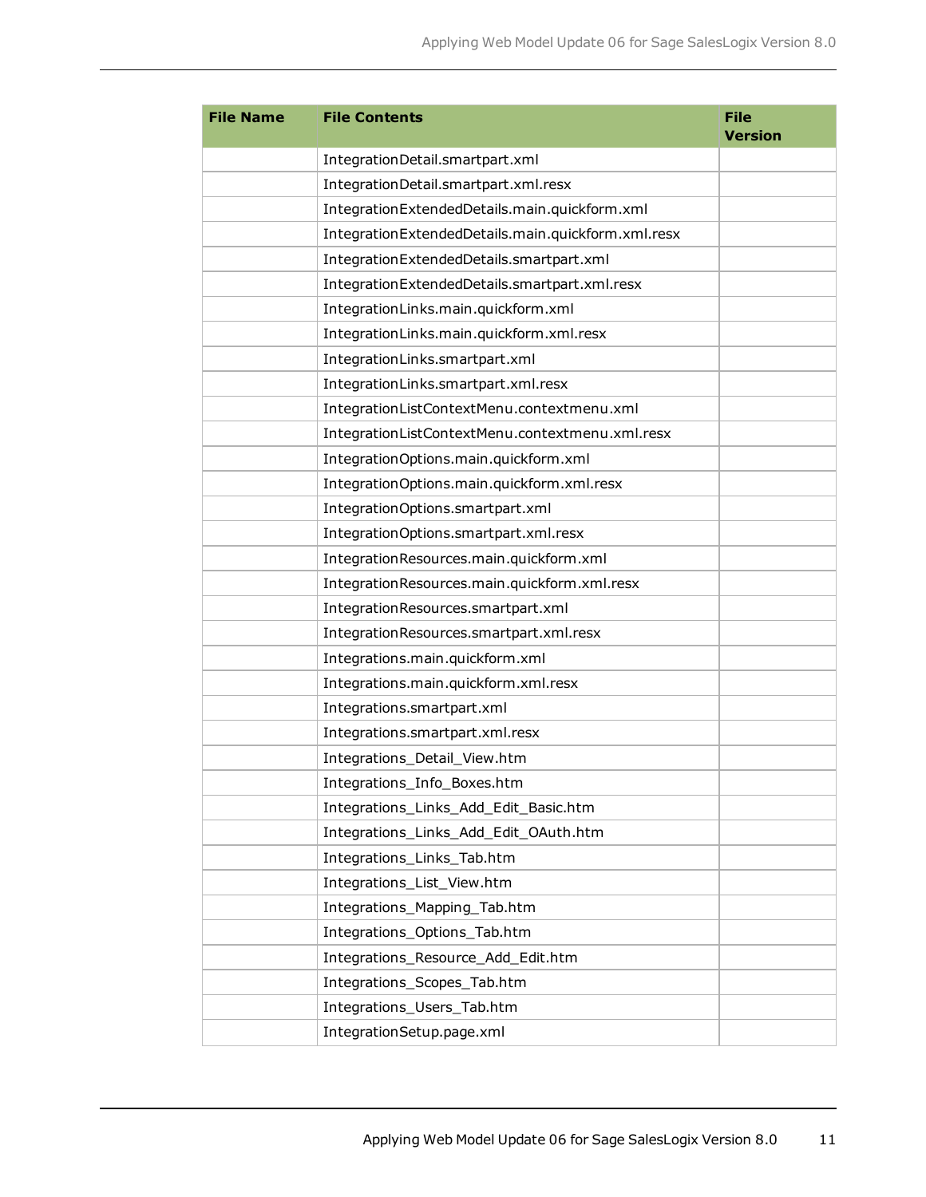| File Name | File Contents | File Version |
| --- | --- | --- |
| | IntegrationDetail.smartpart.xml | |
| | IntegrationDetail.smartpart.xml.resx | |
| | IntegrationExtendedDetails.main.quickform.xml | |
| | IntegrationExtendedDetails.main.quickform.xml.resx | |
| | IntegrationExtendedDetails.smartpart.xml | |
| | IntegrationExtendedDetails.smartpart.xml.resx | |
| | IntegrationLinks.main.quickform.xml | |
| | IntegrationLinks.main.quickform.xml.resx | |
| | IntegrationLinks.smartpart.xml | |
| | IntegrationLinks.smartpart.xml.resx | |
| | IntegrationListContextMenu.contextmenu.xml | |
| | IntegrationListContextMenu.contextmenu.xml.resx | |
| | IntegrationOptions.main.quickform.xml | |
| | IntegrationOptions.main.quickform.xml.resx | |
| | IntegrationOptions.smartpart.xml | |
| | IntegrationOptions.smartpart.xml.resx | |
| | IntegrationResources.main.quickform.xml | |
| | IntegrationResources.main.quickform.xml.resx | |
| | IntegrationResources.smartpart.xml | |
| | IntegrationResources.smartpart.xml.resx | |
| | Integrations.main.quickform.xml | |
| | Integrations.main.quickform.xml.resx | |
| | Integrations.smartpart.xml | |
| | Integrations.smartpart.xml.resx | |
| | Integrations_Detail_View.htm | |
| | Integrations_Info_Boxes.htm | |
| | Integrations_Links_Add_Edit_Basic.htm | |
| | Integrations_Links_Add_Edit_OAuth.htm | |
| | Integrations_Links_Tab.htm | |
| | Integrations_List_View.htm | |
| | Integrations_Mapping_Tab.htm | |
| | Integrations_Options_Tab.htm | |
| | Integrations_Resource_Add_Edit.htm | |
| | Integrations_Scopes_Tab.htm | |
| | Integrations_Users_Tab.htm | |
| | IntegrationSetup.page.xml | |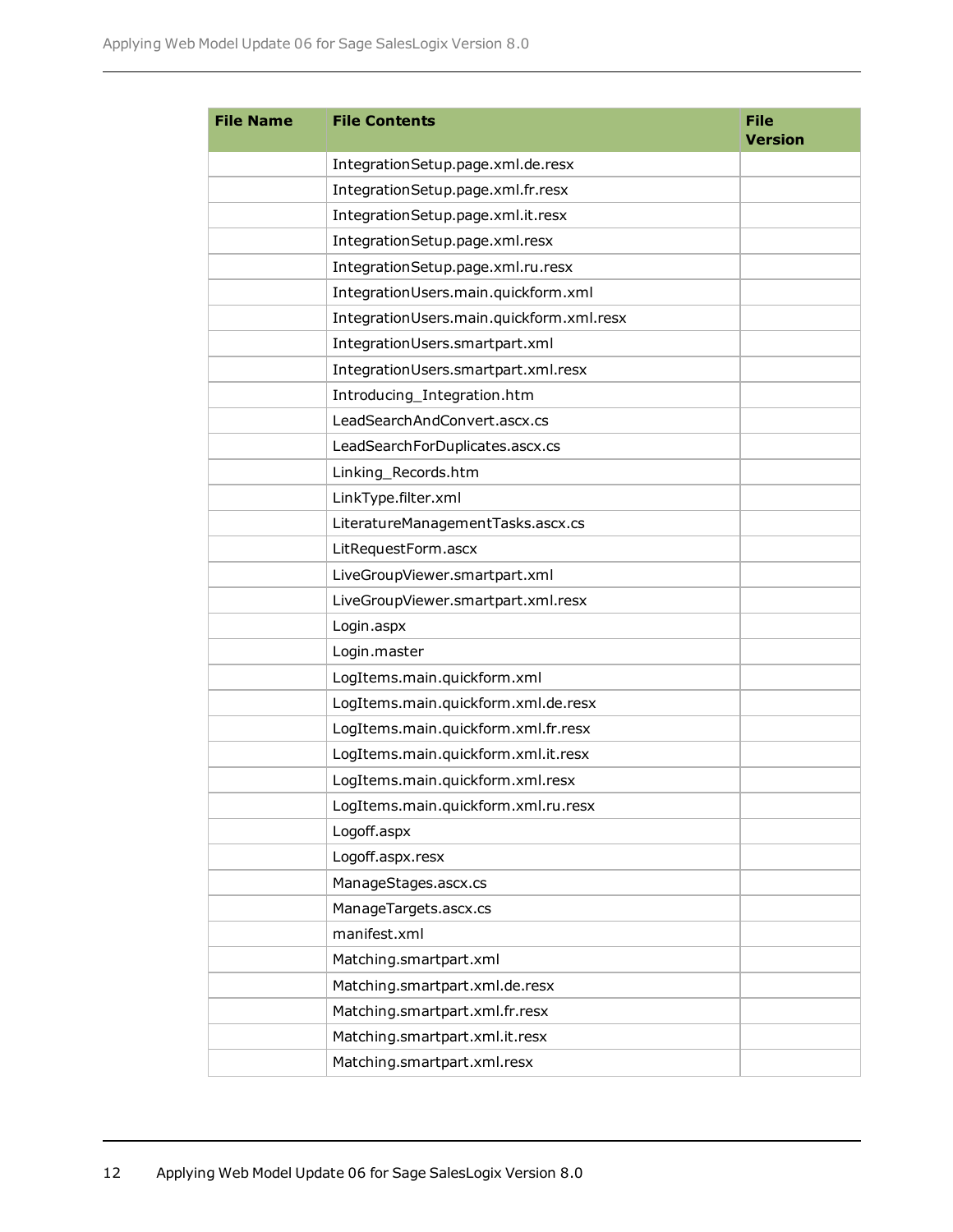| File Name | File Contents | File Version |
|---|---|---|
| | IntegrationSetup.page.xml.de.resx | |
| | IntegrationSetup.page.xml.fr.resx | |
| | IntegrationSetup.page.xml.it.resx | |
| | IntegrationSetup.page.xml.resx | |
| | IntegrationSetup.page.xml.ru.resx | |
| | IntegrationUsers.main.quickform.xml | |
| | IntegrationUsers.main.quickform.xml.resx | |
| | IntegrationUsers.smartpart.xml | |
| | IntegrationUsers.smartpart.xml.resx | |
| | Introducing_Integration.htm | |
| | LeadSearchAndConvert.ascx.cs | |
| | LeadSearchForDuplicates.ascx.cs | |
| | Linking_Records.htm | |
| | LinkType.filter.xml | |
| | LiteratureManagementTasks.ascx.cs | |
| | LitRequestForm.ascx | |
| | LiveGroupViewer.smartpart.xml | |
| | LiveGroupViewer.smartpart.xml.resx | |
| | Login.aspx | |
| | Login.master | |
| | LogItems.main.quickform.xml | |
| | LogItems.main.quickform.xml.de.resx | |
| | LogItems.main.quickform.xml.fr.resx | |
| | LogItems.main.quickform.xml.it.resx | |
| | LogItems.main.quickform.xml.resx | |
| | LogItems.main.quickform.xml.ru.resx | |
| | Logoff.aspx | |
| | Logoff.aspx.resx | |
| | ManageStages.ascx.cs | |
| | ManageTargets.ascx.cs | |
| | manifest.xml | |
| | Matching.smartpart.xml | |
| | Matching.smartpart.xml.de.resx | |
| | Matching.smartpart.xml.fr.resx | |
| | Matching.smartpart.xml.it.resx | |
| | Matching.smartpart.xml.resx | |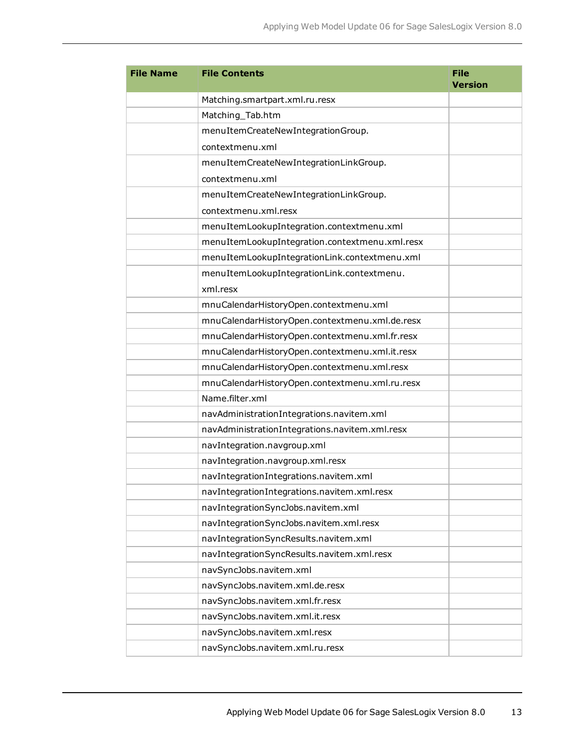| File Name | File Contents | File Version |
| --- | --- | --- |
| | Matching.smartpart.xml.ru.resx | |
| | Matching_Tab.htm | |
| | menuItemCreateNewIntegrationGroup.contextmenu.xml | |
| | menuItemCreateNewIntegrationLinkGroup.contextmenu.xml | |
| | menuItemCreateNewIntegrationLinkGroup.contextmenu.xml.resx | |
| | menuItemLookupIntegration.contextmenu.xml | |
| | menuItemLookupIntegration.contextmenu.xml.resx | |
| | menuItemLookupIntegrationLink.contextmenu.xml | |
| | menuItemLookupIntegrationLink.contextmenu.xml.resx | |
| | mnuCalendarHistoryOpen.contextmenu.xml | |
| | mnuCalendarHistoryOpen.contextmenu.xml.de.resx | |
| | mnuCalendarHistoryOpen.contextmenu.xml.fr.resx | |
| | mnuCalendarHistoryOpen.contextmenu.xml.it.resx | |
| | mnuCalendarHistoryOpen.contextmenu.xml.resx | |
| | mnuCalendarHistoryOpen.contextmenu.xml.ru.resx | |
| | Name.filter.xml | |
| | navAdministrationIntegrations.navitem.xml | |
| | navAdministrationIntegrations.navitem.xml.resx | |
| | navIntegration.navgroup.xml | |
| | navIntegration.navgroup.xml.resx | |
| | navIntegrationIntegrations.navitem.xml | |
| | navIntegrationIntegrations.navitem.xml.resx | |
| | navIntegrationSyncJobs.navitem.xml | |
| | navIntegrationSyncJobs.navitem.xml.resx | |
| | navIntegrationSyncResults.navitem.xml | |
| | navIntegrationSyncResults.navitem.xml.resx | |
| | navSyncJobs.navitem.xml | |
| | navSyncJobs.navitem.xml.de.resx | |
| | navSyncJobs.navitem.xml.fr.resx | |
| | navSyncJobs.navitem.xml.it.resx | |
| | navSyncJobs.navitem.xml.resx | |
| | navSyncJobs.navitem.xml.ru.resx | |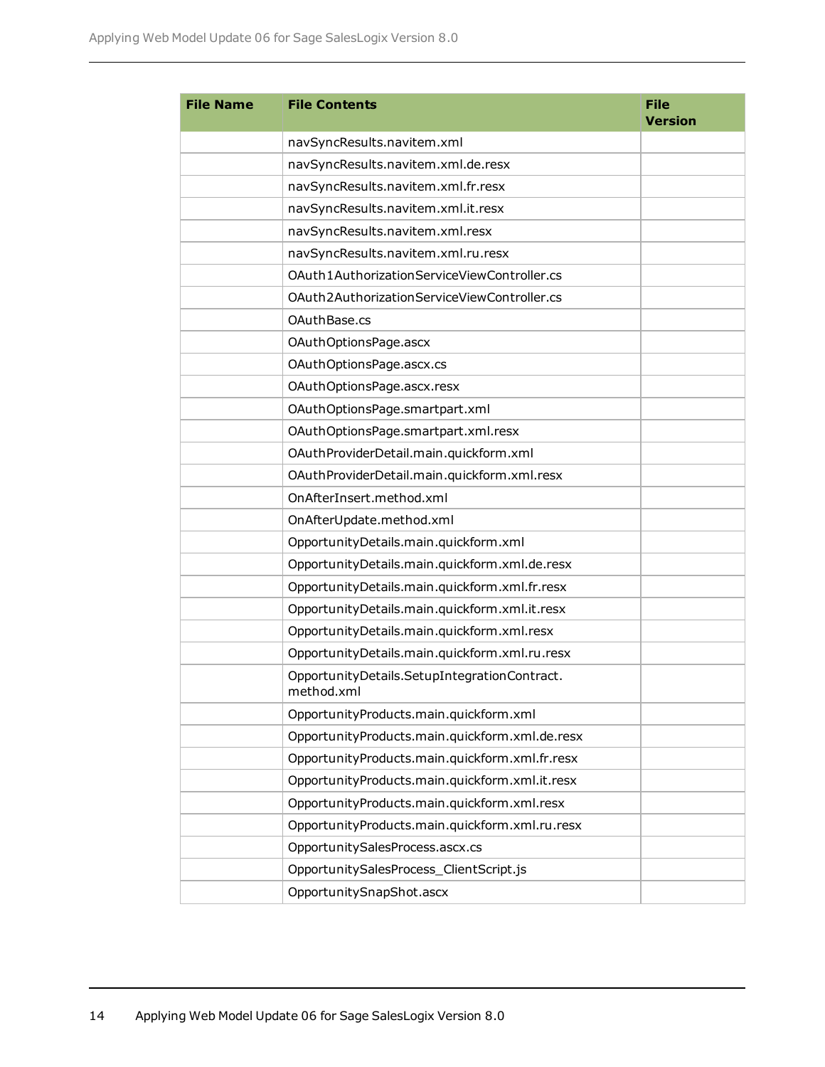| File Name | File Contents | File Version |
| --- | --- | --- |
| | navSyncResults.navitem.xml | |
| | navSyncResults.navitem.xml.de.resx | |
| | navSyncResults.navitem.xml.fr.resx | |
| | navSyncResults.navitem.xml.it.resx | |
| | navSyncResults.navitem.xml.resx | |
| | navSyncResults.navitem.xml.ru.resx | |
| | OAuth1AuthorizationServiceViewController.cs | |
| | OAuth2AuthorizationServiceViewController.cs | |
| | OAuthBase.cs | |
| | OAuthOptionsPage.ascx | |
| | OAuthOptionsPage.ascx.cs | |
| | OAuthOptionsPage.ascx.resx | |
| | OAuthOptionsPage.smartpart.xml | |
| | OAuthOptionsPage.smartpart.xml.resx | |
| | OAuthProviderDetail.main.quickform.xml | |
| | OAuthProviderDetail.main.quickform.xml.resx | |
| | OnAfterInsert.method.xml | |
| | OnAfterUpdate.method.xml | |
| | OpportunityDetails.main.quickform.xml | |
| | OpportunityDetails.main.quickform.xml.de.resx | |
| | OpportunityDetails.main.quickform.xml.fr.resx | |
| | OpportunityDetails.main.quickform.xml.it.resx | |
| | OpportunityDetails.main.quickform.xml.resx | |
| | OpportunityDetails.main.quickform.xml.ru.resx | |
| | OpportunityDetails.SetupIntegrationContract.method.xml | |
| | OpportunityProducts.main.quickform.xml | |
| | OpportunityProducts.main.quickform.xml.de.resx | |
| | OpportunityProducts.main.quickform.xml.fr.resx | |
| | OpportunityProducts.main.quickform.xml.it.resx | |
| | OpportunityProducts.main.quickform.xml.resx | |
| | OpportunityProducts.main.quickform.xml.ru.resx | |
| | OpportunitySalesProcess.ascx.cs | |
| | OpportunitySalesProcess_ClientScript.js | |
| | OpportunitySnapShot.ascx | |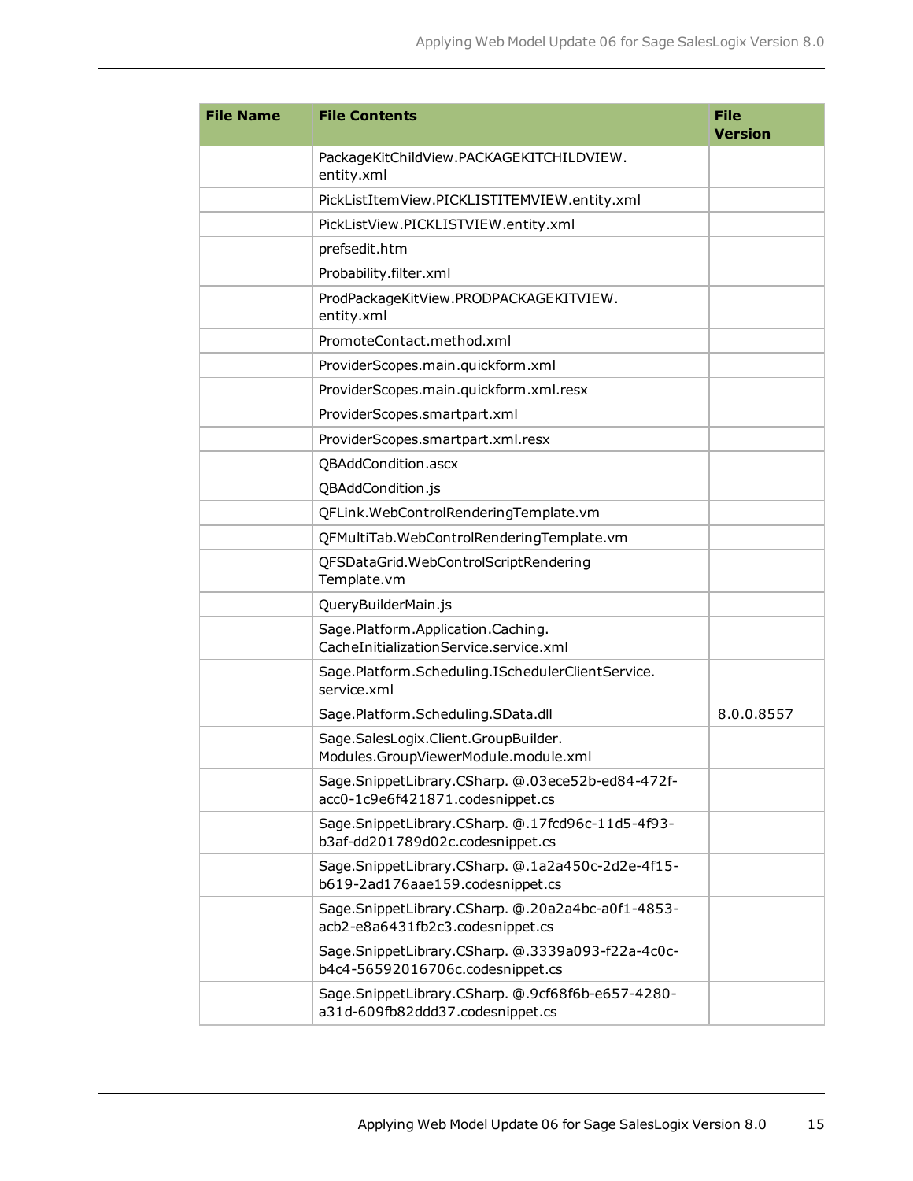| File Name | File Contents | File Version |
|---|---|---|
| | PackageKitChildView.PACKAGEKITCHILDVIEW.entity.xml | |
| | PickListItemView.PICKLISTITEMVIEW.entity.xml | |
| | PickListView.PICKLISTVIEW.entity.xml | |
| | prefsedit.htm | |
| | Probability.filter.xml | |
| | ProdPackageKitView.PRODPACKAGEKITVIEW.entity.xml | |
| | PromoteContact.method.xml | |
| | ProviderScopes.main.quickform.xml | |
| | ProviderScopes.main.quickform.xml.resx | |
| | ProviderScopes.smartpart.xml | |
| | ProviderScopes.smartpart.xml.resx | |
| | QBAddCondition.ascx | |
| | QBAddCondition.js | |
| | QFLink.WebControlRenderingTemplate.vm | |
| | QFMultiTab.WebControlRenderingTemplate.vm | |
| | QFSDataGrid.WebControlScriptRenderingTemplate.vm | |
| | QueryBuilderMain.js | |
| | Sage.Platform.Application.Caching.CacheInitializationService.service.xml | |
| | Sage.Platform.Scheduling.ISchedulerClientService.service.xml | |
| | Sage.Platform.Scheduling.SData.dll | 8.0.0.8557 |
| | Sage.SalesLogix.Client.GroupBuilder.Modules.GroupViewerModule.module.xml | |
| | Sage.SnippetLibrary.CSharp. @.03ece52b-ed84-472f-acc0-1c9e6f421871.codesnippet.cs | |
| | Sage.SnippetLibrary.CSharp. @.17fcd96c-11d5-4f93-b3af-dd201789d02c.codesnippet.cs | |
| | Sage.SnippetLibrary.CSharp. @.1a2a450c-2d2e-4f15-b619-2ad176aae159.codesnippet.cs | |
| | Sage.SnippetLibrary.CSharp. @.20a2a4bc-a0f1-4853-acb2-e8a6431fb2c3.codesnippet.cs | |
| | Sage.SnippetLibrary.CSharp. @.3339a093-f22a-4c0c-b4c4-56592016706c.codesnippet.cs | |
| | Sage.SnippetLibrary.CSharp. @.9cf68f6b-e657-4280-a31d-609fb82ddd37.codesnippet.cs | |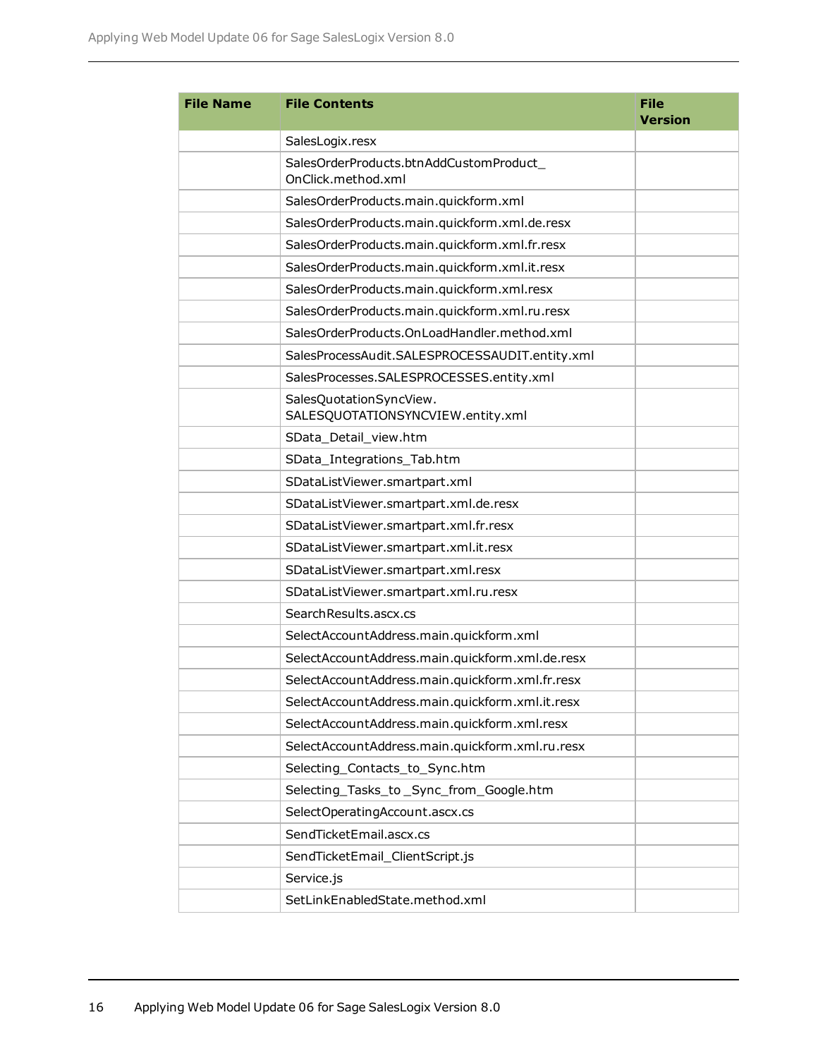| File Name | File Contents | File Version |
| --- | --- | --- |
| | SalesLogix.resx | |
| | SalesOrderProducts.btnAddCustomProduct_OnClick.method.xml | |
| | SalesOrderProducts.main.quickform.xml | |
| | SalesOrderProducts.main.quickform.xml.de.resx | |
| | SalesOrderProducts.main.quickform.xml.fr.resx | |
| | SalesOrderProducts.main.quickform.xml.it.resx | |
| | SalesOrderProducts.main.quickform.xml.resx | |
| | SalesOrderProducts.main.quickform.xml.ru.resx | |
| | SalesOrderProducts.OnLoadHandler.method.xml | |
| | SalesProcessAudit.SALESPROCESSAUDIT.entity.xml | |
| | SalesProcesses.SALESPROCESSES.entity.xml | |
| | SalesQuotationSyncView.SALESQUOTATIONSYNCVIEW.entity.xml | |
| | SData_Detail_view.htm | |
| | SData_Integrations_Tab.htm | |
| | SDataListViewer.smartpart.xml | |
| | SDataListViewer.smartpart.xml.de.resx | |
| | SDataListViewer.smartpart.xml.fr.resx | |
| | SDataListViewer.smartpart.xml.it.resx | |
| | SDataListViewer.smartpart.xml.resx | |
| | SDataListViewer.smartpart.xml.ru.resx | |
| | SearchResults.ascx.cs | |
| | SelectAccountAddress.main.quickform.xml | |
| | SelectAccountAddress.main.quickform.xml.de.resx | |
| | SelectAccountAddress.main.quickform.xml.fr.resx | |
| | SelectAccountAddress.main.quickform.xml.it.resx | |
| | SelectAccountAddress.main.quickform.xml.resx | |
| | SelectAccountAddress.main.quickform.xml.ru.resx | |
| | Selecting_Contacts_to_Sync.htm | |
| | Selecting_Tasks_to _Sync_from_Google.htm | |
| | SelectOperatingAccount.ascx.cs | |
| | SendTicketEmail.ascx.cs | |
| | SendTicketEmail_ClientScript.js | |
| | Service.js | |
| | SetLinkEnabledState.method.xml | |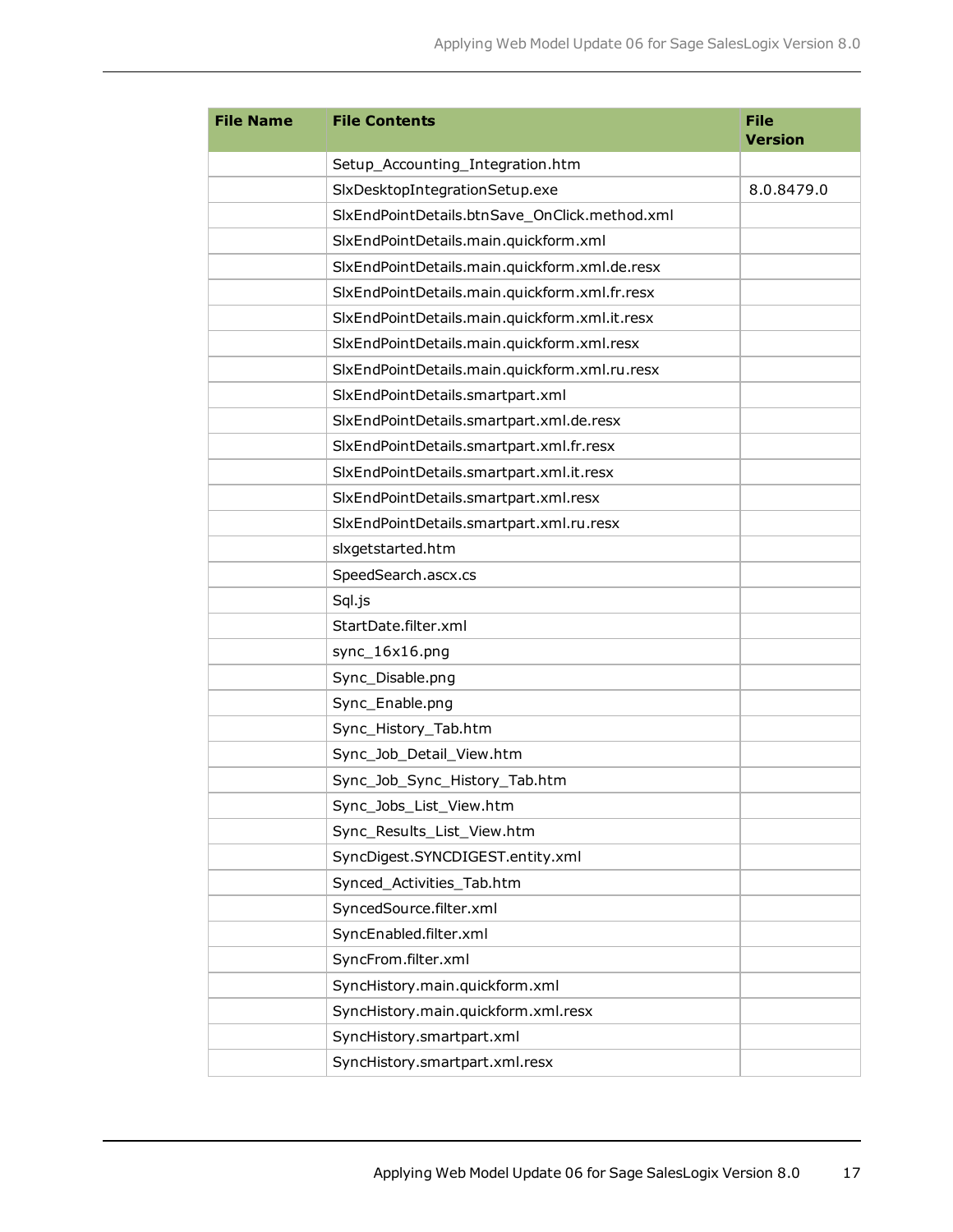| File Name | File Contents | File Version |
|---|---|---|
| | Setup_Accounting_Integration.htm | |
| | SlxDesktopIntegrationSetup.exe | 8.0.8479.0 |
| | SlxEndPointDetails.btnSave_OnClick.method.xml | |
| | SlxEndPointDetails.main.quickform.xml | |
| | SlxEndPointDetails.main.quickform.xml.de.resx | |
| | SlxEndPointDetails.main.quickform.xml.fr.resx | |
| | SlxEndPointDetails.main.quickform.xml.it.resx | |
| | SlxEndPointDetails.main.quickform.xml.resx | |
| | SlxEndPointDetails.main.quickform.xml.ru.resx | |
| | SlxEndPointDetails.smartpart.xml | |
| | SlxEndPointDetails.smartpart.xml.de.resx | |
| | SlxEndPointDetails.smartpart.xml.fr.resx | |
| | SlxEndPointDetails.smartpart.xml.it.resx | |
| | SlxEndPointDetails.smartpart.xml.resx | |
| | SlxEndPointDetails.smartpart.xml.ru.resx | |
| | slxgetstarted.htm | |
| | SpeedSearch.ascx.cs | |
| | Sql.js | |
| | StartDate.filter.xml | |
| | sync_16x16.png | |
| | Sync_Disable.png | |
| | Sync_Enable.png | |
| | Sync_History_Tab.htm | |
| | Sync_Job_Detail_View.htm | |
| | Sync_Job_Sync_History_Tab.htm | |
| | Sync_Jobs_List_View.htm | |
| | Sync_Results_List_View.htm | |
| | SyncDigest.SYNCDIGEST.entity.xml | |
| | Synced_Activities_Tab.htm | |
| | SyncedSource.filter.xml | |
| | SyncEnabled.filter.xml | |
| | SyncFrom.filter.xml | |
| | SyncHistory.main.quickform.xml | |
| | SyncHistory.main.quickform.xml.resx | |
| | SyncHistory.smartpart.xml | |
| | SyncHistory.smartpart.xml.resx | |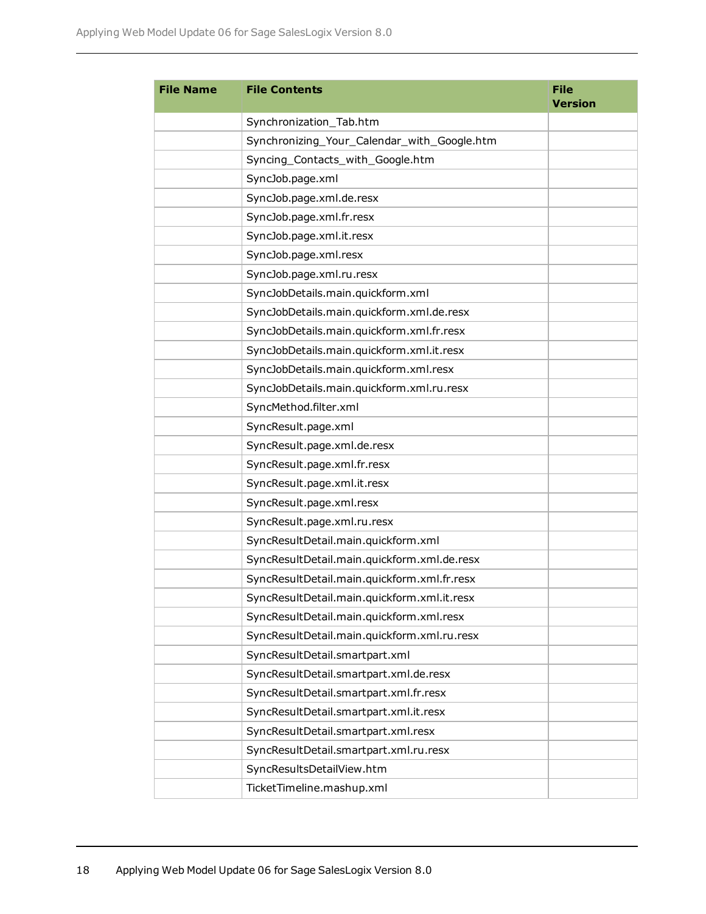| File Name | File Contents | File Version |
|---|---|---|
| | Synchronization_Tab.htm | |
| | Synchronizing_Your_Calendar_with_Google.htm | |
| | Syncing_Contacts_with_Google.htm | |
| | SyncJob.page.xml | |
| | SyncJob.page.xml.de.resx | |
| | SyncJob.page.xml.fr.resx | |
| | SyncJob.page.xml.it.resx | |
| | SyncJob.page.xml.resx | |
| | SyncJob.page.xml.ru.resx | |
| | SyncJobDetails.main.quickform.xml | |
| | SyncJobDetails.main.quickform.xml.de.resx | |
| | SyncJobDetails.main.quickform.xml.fr.resx | |
| | SyncJobDetails.main.quickform.xml.it.resx | |
| | SyncJobDetails.main.quickform.xml.resx | |
| | SyncJobDetails.main.quickform.xml.ru.resx | |
| | SyncMethod.filter.xml | |
| | SyncResult.page.xml | |
| | SyncResult.page.xml.de.resx | |
| | SyncResult.page.xml.fr.resx | |
| | SyncResult.page.xml.it.resx | |
| | SyncResult.page.xml.resx | |
| | SyncResult.page.xml.ru.resx | |
| | SyncResultDetail.main.quickform.xml | |
| | SyncResultDetail.main.quickform.xml.de.resx | |
| | SyncResultDetail.main.quickform.xml.fr.resx | |
| | SyncResultDetail.main.quickform.xml.it.resx | |
| | SyncResultDetail.main.quickform.xml.resx | |
| | SyncResultDetail.main.quickform.xml.ru.resx | |
| | SyncResultDetail.smartpart.xml | |
| | SyncResultDetail.smartpart.xml.de.resx | |
| | SyncResultDetail.smartpart.xml.fr.resx | |
| | SyncResultDetail.smartpart.xml.it.resx | |
| | SyncResultDetail.smartpart.xml.resx | |
| | SyncResultDetail.smartpart.xml.ru.resx | |
| | SyncResultsDetailView.htm | |
| | TicketTimeline.mashup.xml | |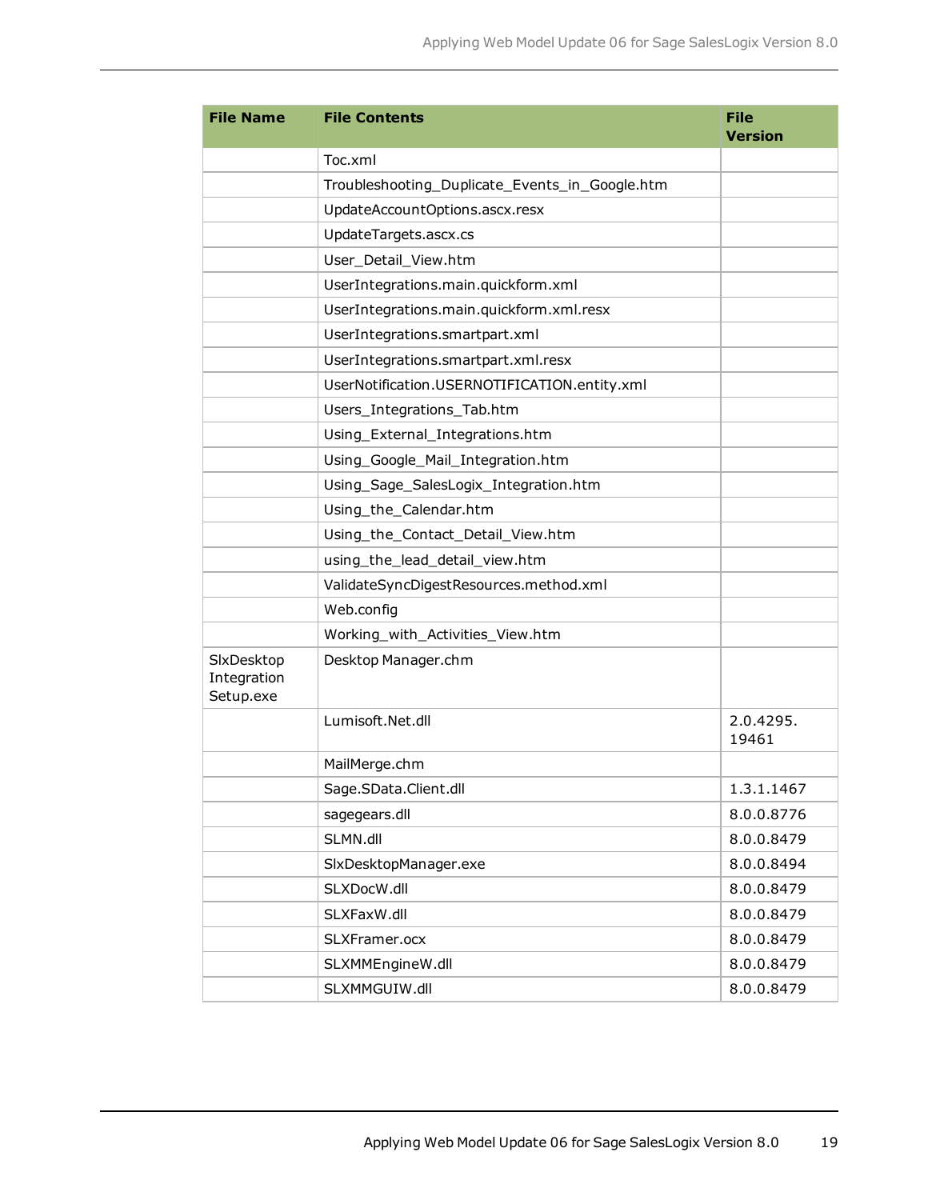| File Name | File Contents | File Version |
| --- | --- | --- |
| | Toc.xml | |
| | Troubleshooting_Duplicate_Events_in_Google.htm | |
| | UpdateAccountOptions.ascx.resx | |
| | UpdateTargets.ascx.cs | |
| | User_Detail_View.htm | |
| | UserIntegrations.main.quickform.xml | |
| | UserIntegrations.main.quickform.xml.resx | |
| | UserIntegrations.smartpart.xml | |
| | UserIntegrations.smartpart.xml.resx | |
| | UserNotification.USERNOTIFICATION.entity.xml | |
| | Users_Integrations_Tab.htm | |
| | Using_External_Integrations.htm | |
| | Using_Google_Mail_Integration.htm | |
| | Using_Sage_SalesLogix_Integration.htm | |
| | Using_the_Calendar.htm | |
| | Using_the_Contact_Detail_View.htm | |
| | using_the_lead_detail_view.htm | |
| | ValidateSyncDigestResources.method.xml | |
| | Web.config | |
| | Working_with_Activities_View.htm | |
| SlxDesktop Integration Setup.exe | Desktop Manager.chm | |
| | Lumisoft.Net.dll | 2.0.4295. 19461 |
| | MailMerge.chm | |
| | Sage.SData.Client.dll | 1.3.1.1467 |
| | sagegears.dll | 8.0.0.8776 |
| | SLMN.dll | 8.0.0.8479 |
| | SlxDesktopManager.exe | 8.0.0.8494 |
| | SLXDocW.dll | 8.0.0.8479 |
| | SLXFaxW.dll | 8.0.0.8479 |
| | SLXFramer.ocx | 8.0.0.8479 |
| | SLXMMEngineW.dll | 8.0.0.8479 |
| | SLXMMGUIW.dll | 8.0.0.8479 |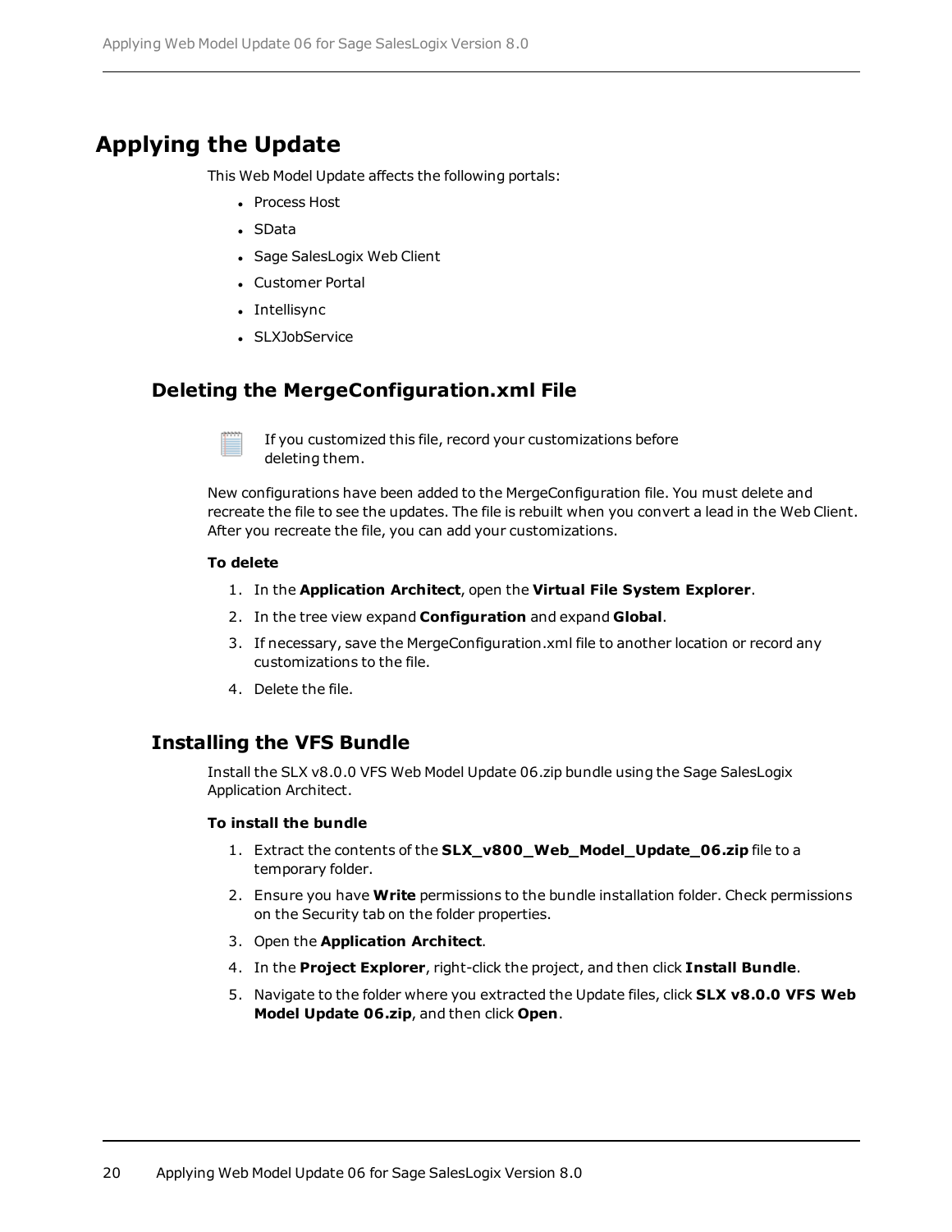# Applying the Update

This Web Model Update affects the following portals:

- Process Host
- SData
- Sage SalesLogix Web Client
- Customer Portal
- Intellisync
- SLXJobService

## Deleting the MergeConfiguration.xml File

If you customized this file, record your customizations before deleting them.

New configurations have been added to the MergeConfiguration file. You must delete and recreate the file to see the updates. The file is rebuilt when you convert a lead in the Web Client. After you recreate the file, you can add your customizations.

**To delete**

1. In the **Application Architect**, open the **Virtual File System Explorer**.
2. In the tree view expand **Configuration** and expand **Global**.
3. If necessary, save the MergeConfiguration.xml file to another location or record any customizations to the file.
4. Delete the file.

## Installing the VFS Bundle

Install the SLX v8.0.0 VFS Web Model Update 06.zip bundle using the Sage SalesLogix Application Architect.

**To install the bundle**

1. Extract the contents of the **SLX_v800_Web_Model_Update_06.zip** file to a temporary folder.
2. Ensure you have **Write** permissions to the bundle installation folder. Check permissions on the Security tab on the folder properties.
3. Open the **Application Architect**.
4. In the **Project Explorer**, right-click the project, and then click **Install Bundle**.
5. Navigate to the folder where you extracted the Update files, click **SLX v8.0.0 VFS Web Model Update 06.zip**, and then click **Open**.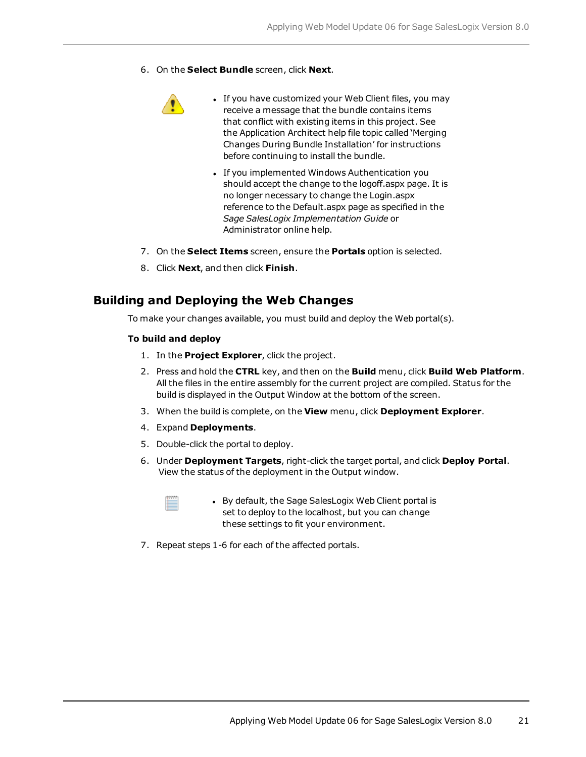6. On the **Select Bundle** screen, click **Next**.

    - If you have customized your Web Client files, you may receive a message that the bundle contains items that conflict with existing items in this project. See the Application Architect help file topic called 'Merging Changes During Bundle Installation' for instructions before continuing to install the bundle.
    - If you implemented Windows Authentication you should accept the change to the logoff.aspx page. It is no longer necessary to change the Login.aspx reference to the Default.aspx page as specified in the *Sage SalesLogix Implementation Guide* or Administrator online help.

7. On the **Select Items** screen, ensure the **Portals** option is selected.
8. Click **Next**, and then click **Finish**.

## Building and Deploying the Web Changes

To make your changes available, you must build and deploy the Web portal(s).

**To build and deploy**

1. In the **Project Explorer**, click the project.
2. Press and hold the **CTRL** key, and then on the **Build** menu, click **Build Web Platform**. All the files in the entire assembly for the current project are compiled. Status for the build is displayed in the Output Window at the bottom of the screen.
3. When the build is complete, on the **View** menu, click **Deployment Explorer**.
4. Expand **Deployments**.
5. Double-click the portal to deploy.
6. Under **Deployment Targets**, right-click the target portal, and click **Deploy Portal**. View the status of the deployment in the Output window.

    - By default, the Sage SalesLogix Web Client portal is set to deploy to the localhost, but you can change these settings to fit your environment.

7. Repeat steps 1-6 for each of the affected portals.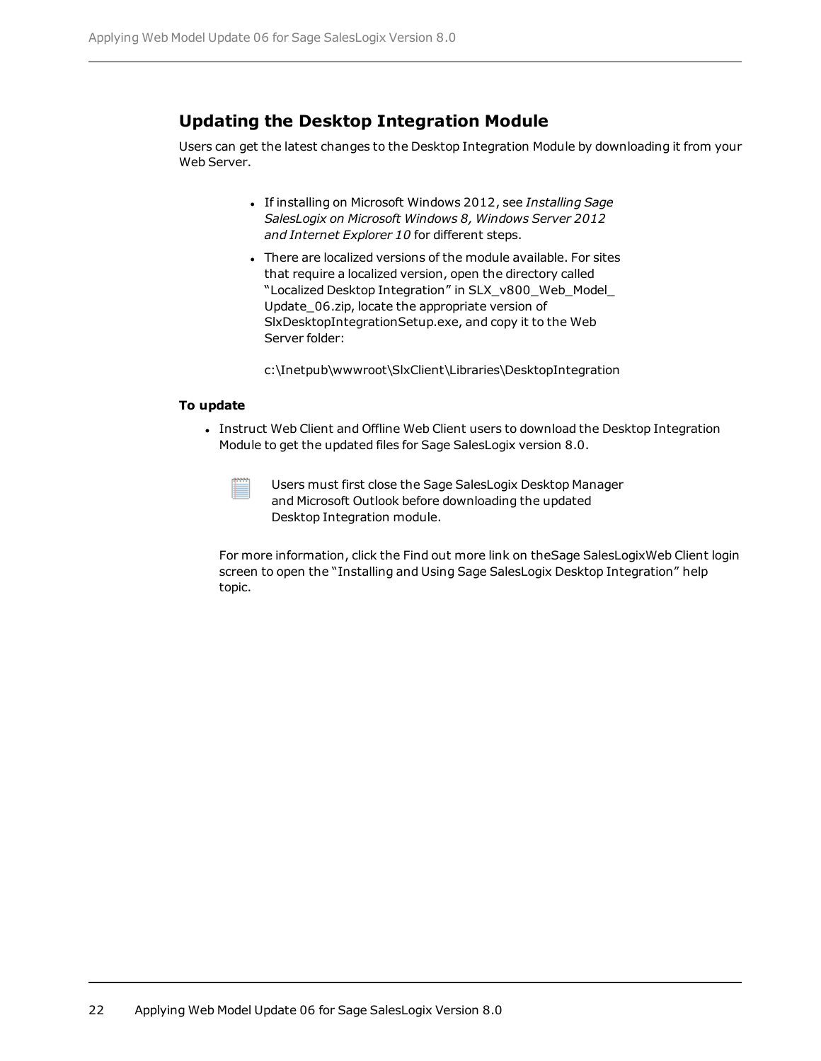## Updating the Desktop Integration Module

Users can get the latest changes to the Desktop Integration Module by downloading it from your Web Server.

- If installing on Microsoft Windows 2012, see *Installing Sage SalesLogix on Microsoft Windows 8, Windows Server 2012 and Internet Explorer 10* for different steps.
- There are localized versions of the module available. For sites that require a localized version, open the directory called "Localized Desktop Integration" in SLX_v800_Web_Model_Update_06.zip, locate the appropriate version of SlxDesktopIntegrationSetup.exe, and copy it to the Web Server folder:

  c:\Inetpub\wwwroot\SlxClient\Libraries\DesktopIntegration

**To update**

- Instruct Web Client and Offline Web Client users to download the Desktop Integration Module to get the updated files for Sage SalesLogix version 8.0.

  Users must first close the Sage SalesLogix Desktop Manager and Microsoft Outlook before downloading the updated Desktop Integration module.

  For more information, click the Find out more link on theSage SalesLogixWeb Client login screen to open the "Installing and Using Sage SalesLogix Desktop Integration" help topic.